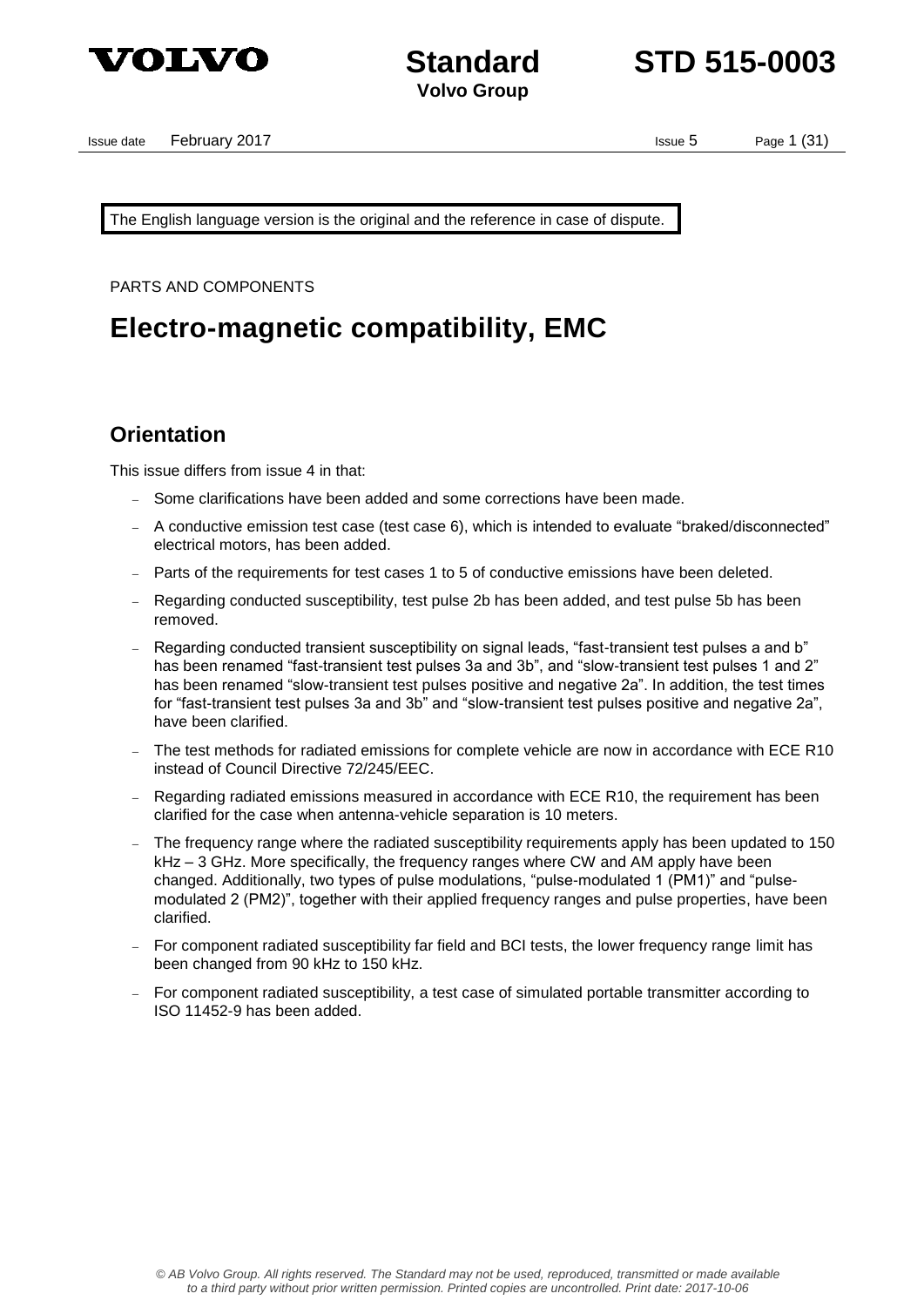The English language version is the original and the reference in case of dispute.

PARTS AND COMPONENTS

# Electro-magnetic compatibility, EMC

## Orientation

This issue differs from issue 4 in that:

- Some clarifications have been added and some corrections have been made.
- A conductive emission test case (test case 6), which is intended to evaluate "braked/disconnected" electrical motors, has been added.
- Parts of the requirements for test cases 1 to 5 of conductive emissions have been deleted.
- Regarding conducted susceptibility, test pulse 2b has been added, and test pulse 5b has been removed.
- Regarding conducted transient susceptibility on signal leads, "fast-transient test pulses a and b" has been renamed "fast-transient test pulses 3a and 3b", and "slow-transient test pulses 1 and 2" has been renamed "slow-transient test pulses positive and negative 2a". In addition, the test times for "fast-transient test pulses 3a and 3b" and "slow-transient test pulses positive and negative 2a", have been clarified.
- The test methods for radiated emissions for complete vehicle are now in accordance with ECE R10 instead of Council Directive 72/245/EEC.
- Regarding radiated emissions measured in accordance with ECE R10, the requirement has been clarified for the case when antenna-vehicle separation is 10 meters.
- The frequency range where the radiated susceptibility requirements apply has been updated to 150 kHz – 3 GHz. More specifically, the frequency ranges where CW and AM apply have been changed. Additionally, two types of pulse modulations, "pulse-modulated 1 (PM1)" and "pulse-modulated 2 (PM2)", together with their applied frequency ranges and pulse properties, have been clarified.
- For component radiated susceptibility far field and BCI tests, the lower frequency range limit has been changed from 90 kHz to 150 kHz.
- For component radiated susceptibility, a test case of simulated portable transmitter according to ISO 11452-9 has been added.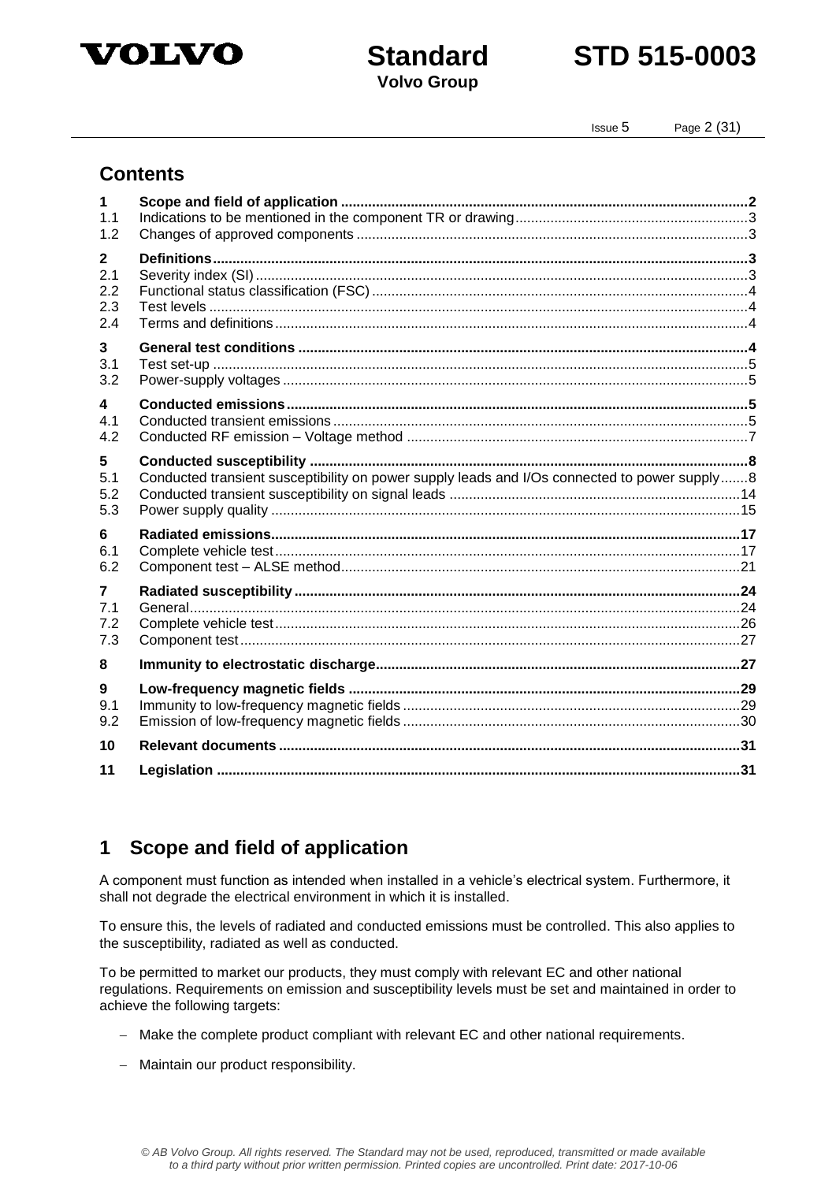## Contents

| | | |
|---|---|---|
| **1** | **Scope and field of application** | **2** |
| 1.1 | Indications to be mentioned in the component TR or drawing | 3 |
| 1.2 | Changes of approved components | 3 |
| **2** | **Definitions** | **3** |
| 2.1 | Severity index (SI) | 3 |
| 2.2 | Functional status classification (FSC) | 4 |
| 2.3 | Test levels | 4 |
| 2.4 | Terms and definitions | 4 |
| **3** | **General test conditions** | **4** |
| 3.1 | Test set-up | 5 |
| 3.2 | Power-supply voltages | 5 |
| **4** | **Conducted emissions** | **5** |
| 4.1 | Conducted transient emissions | 5 |
| 4.2 | Conducted RF emission – Voltage method | 7 |
| **5** | **Conducted susceptibility** | **8** |
| 5.1 | Conducted transient susceptibility on power supply leads and I/Os connected to power supply | 8 |
| 5.2 | Conducted transient susceptibility on signal leads | 14 |
| 5.3 | Power supply quality | 15 |
| **6** | **Radiated emissions** | **17** |
| 6.1 | Complete vehicle test | 17 |
| 6.2 | Component test – ALSE method | 21 |
| **7** | **Radiated susceptibility** | **24** |
| 7.1 | General | 24 |
| 7.2 | Complete vehicle test | 26 |
| 7.3 | Component test | 27 |
| **8** | **Immunity to electrostatic discharge** | **27** |
| **9** | **Low-frequency magnetic fields** | **29** |
| 9.1 | Immunity to low-frequency magnetic fields | 29 |
| 9.2 | Emission of low-frequency magnetic fields | 30 |
| **10** | **Relevant documents** | **31** |
| **11** | **Legislation** | **31** |

# 1 Scope and field of application

A component must function as intended when installed in a vehicle's electrical system. Furthermore, it shall not degrade the electrical environment in which it is installed.

To ensure this, the levels of radiated and conducted emissions must be controlled. This also applies to the susceptibility, radiated as well as conducted.

To be permitted to market our products, they must comply with relevant EC and other national regulations. Requirements on emission and susceptibility levels must be set and maintained in order to achieve the following targets:

- Make the complete product compliant with relevant EC and other national requirements.
- Maintain our product responsibility.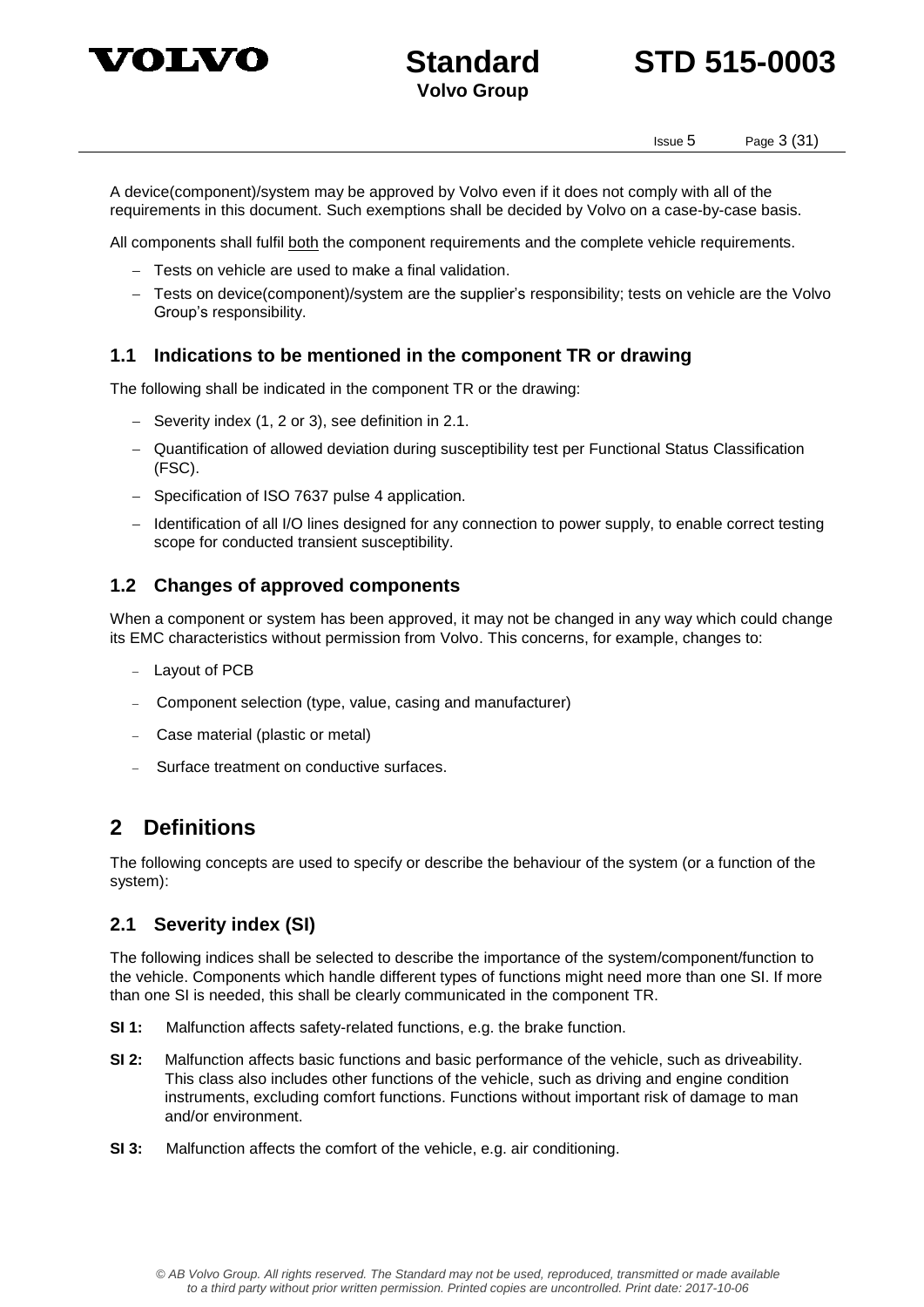A device(component)/system may be approved by Volvo even if it does not comply with all of the requirements in this document. Such exemptions shall be decided by Volvo on a case-by-case basis.

All components shall fulfil both the component requirements and the complete vehicle requirements.

- Tests on vehicle are used to make a final validation.
- Tests on device(component)/system are the supplier's responsibility; tests on vehicle are the Volvo Group's responsibility.

### 1.1 Indications to be mentioned in the component TR or drawing

The following shall be indicated in the component TR or the drawing:

- Severity index (1, 2 or 3), see definition in 2.1.
- Quantification of allowed deviation during susceptibility test per Functional Status Classification (FSC).
- Specification of ISO 7637 pulse 4 application.
- Identification of all I/O lines designed for any connection to power supply, to enable correct testing scope for conducted transient susceptibility.

### 1.2 Changes of approved components

When a component or system has been approved, it may not be changed in any way which could change its EMC characteristics without permission from Volvo. This concerns, for example, changes to:

- Layout of PCB
- Component selection (type, value, casing and manufacturer)
- Case material (plastic or metal)
- Surface treatment on conductive surfaces.

## 2 Definitions

The following concepts are used to specify or describe the behaviour of the system (or a function of the system):

### 2.1 Severity index (SI)

The following indices shall be selected to describe the importance of the system/component/function to the vehicle. Components which handle different types of functions might need more than one SI. If more than one SI is needed, this shall be clearly communicated in the component TR.

**SI 1:** Malfunction affects safety-related functions, e.g. the brake function.

**SI 2:** Malfunction affects basic functions and basic performance of the vehicle, such as driveability. This class also includes other functions of the vehicle, such as driving and engine condition instruments, excluding comfort functions. Functions without important risk of damage to man and/or environment.

**SI 3:** Malfunction affects the comfort of the vehicle, e.g. air conditioning.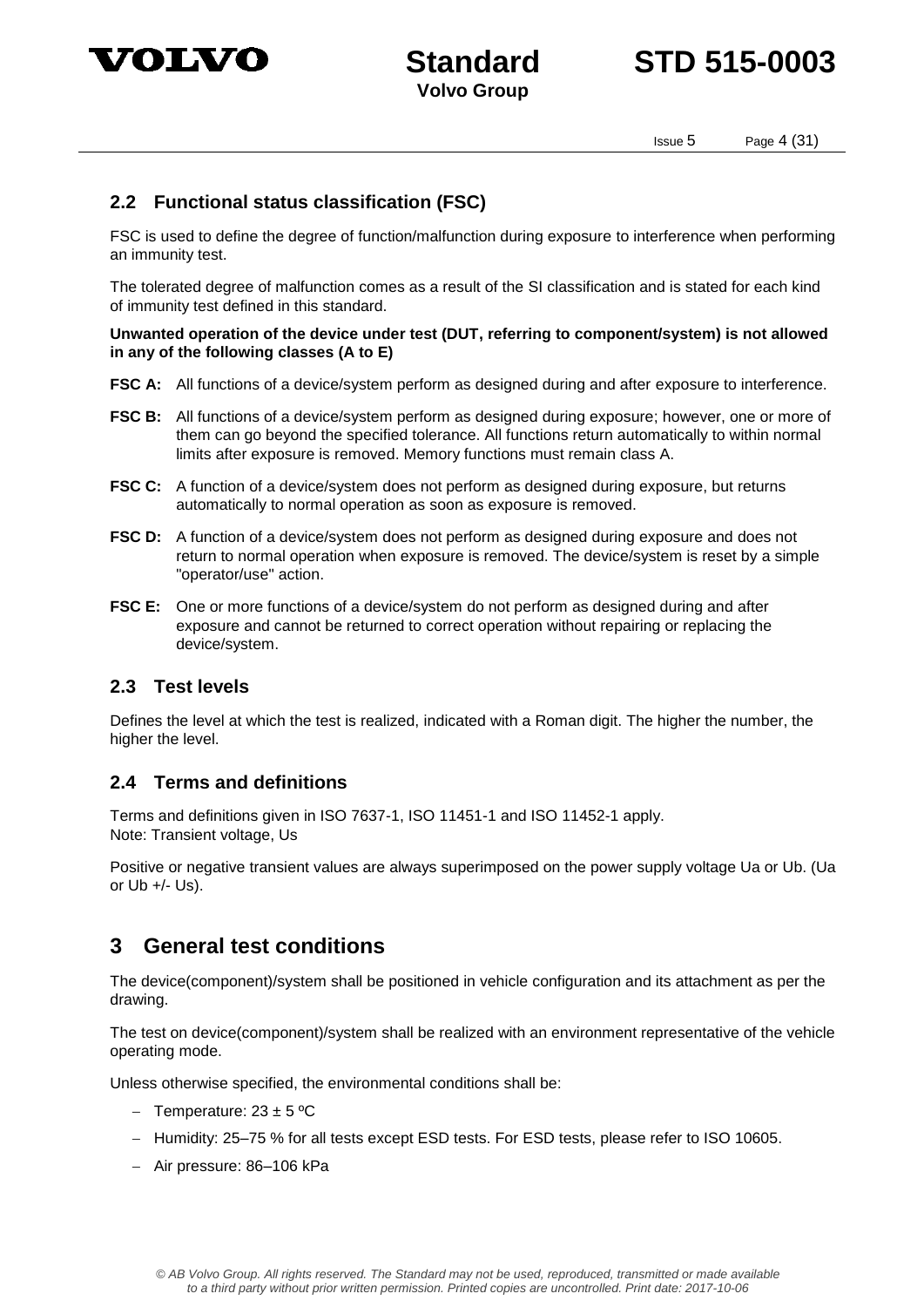## 2.2 Functional status classification (FSC)

FSC is used to define the degree of function/malfunction during exposure to interference when performing an immunity test.

The tolerated degree of malfunction comes as a result of the SI classification and is stated for each kind of immunity test defined in this standard.

**Unwanted operation of the device under test (DUT, referring to component/system) is not allowed in any of the following classes (A to E)**

**FSC A:** All functions of a device/system perform as designed during and after exposure to interference.

**FSC B:** All functions of a device/system perform as designed during exposure; however, one or more of them can go beyond the specified tolerance. All functions return automatically to within normal limits after exposure is removed. Memory functions must remain class A.

**FSC C:** A function of a device/system does not perform as designed during exposure, but returns automatically to normal operation as soon as exposure is removed.

**FSC D:** A function of a device/system does not perform as designed during exposure and does not return to normal operation when exposure is removed. The device/system is reset by a simple "operator/use" action.

**FSC E:** One or more functions of a device/system do not perform as designed during and after exposure and cannot be returned to correct operation without repairing or replacing the device/system.

## 2.3 Test levels

Defines the level at which the test is realized, indicated with a Roman digit. The higher the number, the higher the level.

## 2.4 Terms and definitions

Terms and definitions given in ISO 7637-1, ISO 11451-1 and ISO 11452-1 apply.
Note: Transient voltage, Us

Positive or negative transient values are always superimposed on the power supply voltage Ua or Ub. (Ua or Ub +/- Us).

# 3 General test conditions

The device(component)/system shall be positioned in vehicle configuration and its attachment as per the drawing.

The test on device(component)/system shall be realized with an environment representative of the vehicle operating mode.

Unless otherwise specified, the environmental conditions shall be:

- Temperature: 23 ± 5 ºC
- Humidity: 25–75 % for all tests except ESD tests. For ESD tests, please refer to ISO 10605.
- Air pressure: 86–106 kPa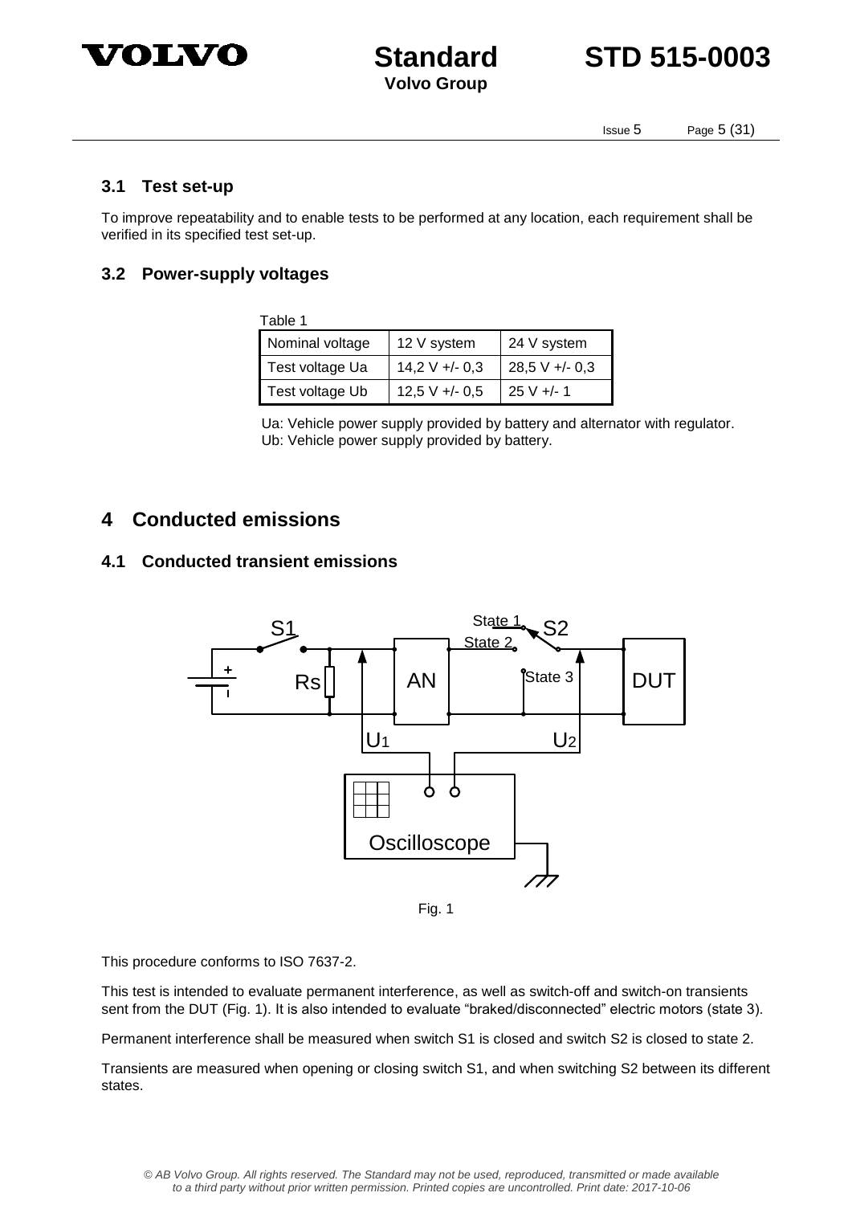### 3.1 Test set-up

To improve repeatability and to enable tests to be performed at any location, each requirement shall be verified in its specified test set-up.

### 3.2 Power-supply voltages

Table 1

| Nominal voltage | 12 V system | 24 V system |
|---|---|---|
| Test voltage Ua | 14,2 V +/- 0,3 | 28,5 V +/- 0,3 |
| Test voltage Ub | 12,5 V +/- 0,5 | 25 V +/- 1 |

Ua: Vehicle power supply provided by battery and alternator with regulator.
Ub: Vehicle power supply provided by battery.

## 4 Conducted emissions

### 4.1 Conducted transient emissions

Fig. 1

This procedure conforms to ISO 7637-2.

This test is intended to evaluate permanent interference, as well as switch-off and switch-on transients sent from the DUT (Fig. 1). It is also intended to evaluate “braked/disconnected” electric motors (state 3).

Permanent interference shall be measured when switch S1 is closed and switch S2 is closed to state 2.

Transients are measured when opening or closing switch S1, and when switching S2 between its different states.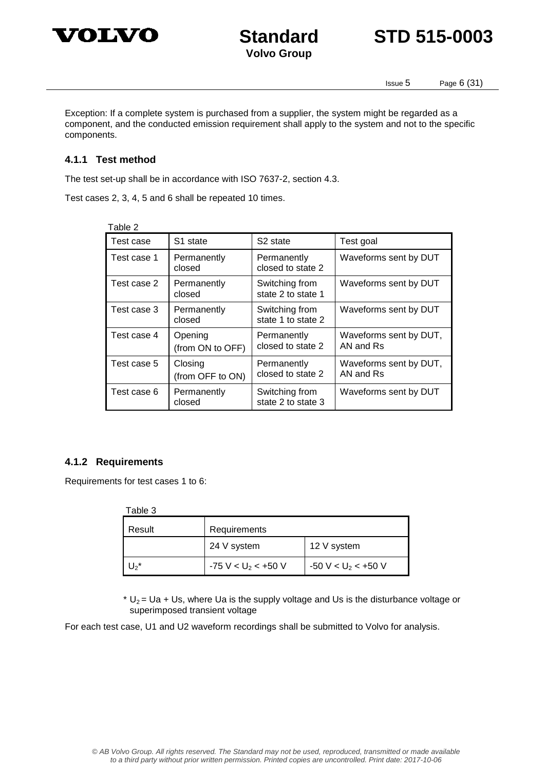Exception: If a complete system is purchased from a supplier, the system might be regarded as a component, and the conducted emission requirement shall apply to the system and not to the specific components.

### 4.1.1 Test method

The test set-up shall be in accordance with ISO 7637-2, section 4.3.

Test cases 2, 3, 4, 5 and 6 shall be repeated 10 times.

Table 2

| Test case | S1 state | S2 state | Test goal |
|---|---|---|---|
| Test case 1 | Permanently closed | Permanently closed to state 2 | Waveforms sent by DUT |
| Test case 2 | Permanently closed | Switching from state 2 to state 1 | Waveforms sent by DUT |
| Test case 3 | Permanently closed | Switching from state 1 to state 2 | Waveforms sent by DUT |
| Test case 4 | Opening (from ON to OFF) | Permanently closed to state 2 | Waveforms sent by DUT, AN and Rs |
| Test case 5 | Closing (from OFF to ON) | Permanently closed to state 2 | Waveforms sent by DUT, AN and Rs |
| Test case 6 | Permanently closed | Switching from state 2 to state 3 | Waveforms sent by DUT |

### 4.1.2 Requirements

Requirements for test cases 1 to 6:

Table 3

| Result | Requirements | |
|---|---|---|
| | 24 V system | 12 V system |
| $U_2$* | $-75\text{ V} < U_2 < +50\text{ V}$ | $-50\text{ V} < U_2 < +50\text{ V}$ |

* $U_2 = Ua + Us$, where Ua is the supply voltage and Us is the disturbance voltage or superimposed transient voltage

For each test case, U1 and U2 waveform recordings shall be submitted to Volvo for analysis.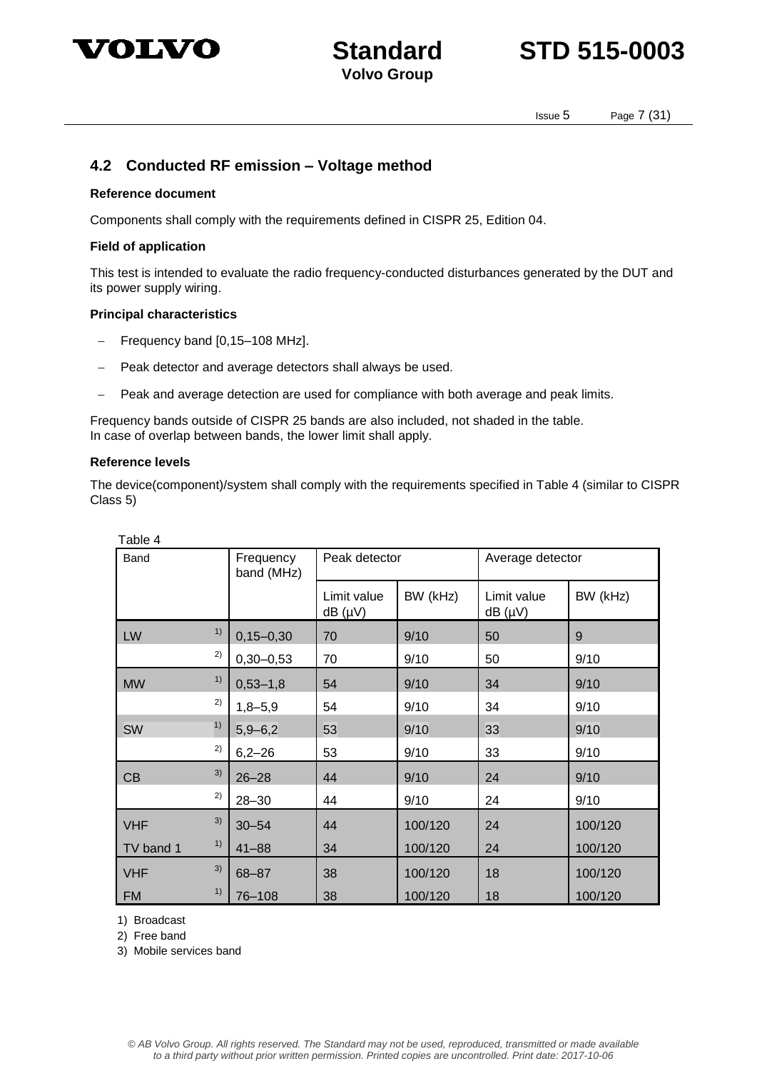## 4.2 Conducted RF emission – Voltage method

**Reference document**

Components shall comply with the requirements defined in CISPR 25, Edition 04.

**Field of application**

This test is intended to evaluate the radio frequency-conducted disturbances generated by the DUT and its power supply wiring.

**Principal characteristics**

- Frequency band [0,15–108 MHz].
- Peak detector and average detectors shall always be used.
- Peak and average detection are used for compliance with both average and peak limits.

Frequency bands outside of CISPR 25 bands are also included, not shaded in the table.
In case of overlap between bands, the lower limit shall apply.

**Reference levels**

The device(component)/system shall comply with the requirements specified in Table 4 (similar to CISPR Class 5)

Table 4

| Band | | Frequency band (MHz) | Peak detector | | Average detector | |
|---|---|---|---|---|---|---|
| | | | Limit value dB (µV) | BW (kHz) | Limit value dB (µV) | BW (kHz) |
| LW | 1) | 0,15–0,30 | 70 | 9/10 | 50 | 9 |
| | 2) | 0,30–0,53 | 70 | 9/10 | 50 | 9/10 |
| MW | 1) | 0,53–1,8 | 54 | 9/10 | 34 | 9/10 |
| | 2) | 1,8–5,9 | 54 | 9/10 | 34 | 9/10 |
| SW | 1) | 5,9–6,2 | 53 | 9/10 | 33 | 9/10 |
| | 2) | 6,2–26 | 53 | 9/10 | 33 | 9/10 |
| CB | 3) | 26–28 | 44 | 9/10 | 24 | 9/10 |
| | 2) | 28–30 | 44 | 9/10 | 24 | 9/10 |
| VHF | 3) | 30–54 | 44 | 100/120 | 24 | 100/120 |
| TV band 1 | 1) | 41–88 | 34 | 100/120 | 24 | 100/120 |
| VHF | 3) | 68–87 | 38 | 100/120 | 18 | 100/120 |
| FM | 1) | 76–108 | 38 | 100/120 | 18 | 100/120 |

1) Broadcast

2) Free band

3) Mobile services band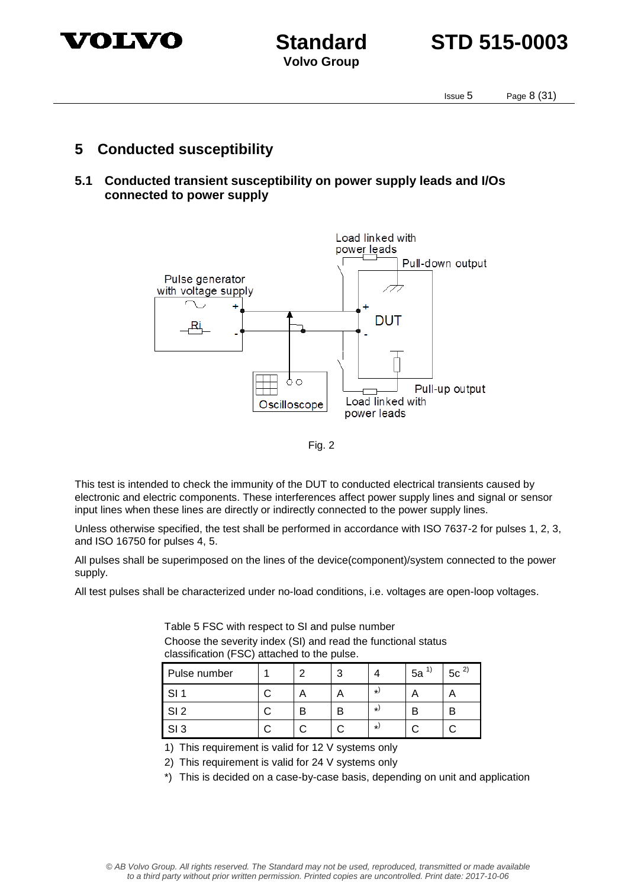# 5 Conducted susceptibility

## 5.1 Conducted transient susceptibility on power supply leads and I/Os connected to power supply

Fig. 2

This test is intended to check the immunity of the DUT to conducted electrical transients caused by electronic and electric components. These interferences affect power supply lines and signal or sensor input lines when these lines are directly or indirectly connected to the power supply lines.

Unless otherwise specified, the test shall be performed in accordance with ISO 7637-2 for pulses 1, 2, 3, and ISO 16750 for pulses 4, 5.

All pulses shall be superimposed on the lines of the device(component)/system connected to the power supply.

All test pulses shall be characterized under no-load conditions, i.e. voltages are open-loop voltages.

Table 5 FSC with respect to SI and pulse number

Choose the severity index (SI) and read the functional status classification (FSC) attached to the pulse.

| Pulse number | 1 | 2 | 3 | 4 | 5a [1)] | 5c [2)] |
|---|---|---|---|---|---|---|
| SI 1 | C | A | A | *) | A | A |
| SI 2 | C | B | B | *) | B | B |
| SI 3 | C | C | C | *) | C | C |

1) This requirement is valid for 12 V systems only

2) This requirement is valid for 24 V systems only

*) This is decided on a case-by-case basis, depending on unit and application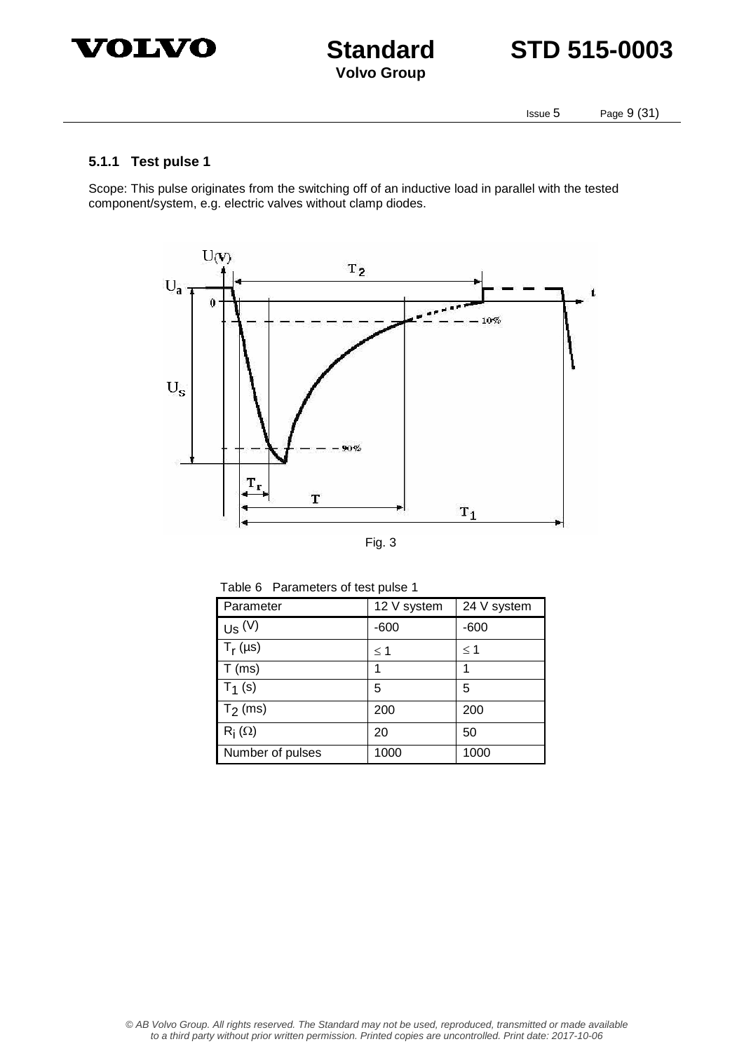### 5.1.1 Test pulse 1

Scope: This pulse originates from the switching off of an inductive load in parallel with the tested component/system, e.g. electric valves without clamp diodes.

Fig. 3

Table 6 Parameters of test pulse 1

| Parameter | 12 V system | 24 V system |
|---|---|---|
| $U_S$ (V) | -600 | -600 |
| $T_r$ (µs) | $\leq 1$ | $\leq 1$ |
| T (ms) | 1 | 1 |
| $T_1$ (s) | 5 | 5 |
| $T_2$ (ms) | 200 | 200 |
| $R_i$ (Ω) | 20 | 50 |
| Number of pulses | 1000 | 1000 |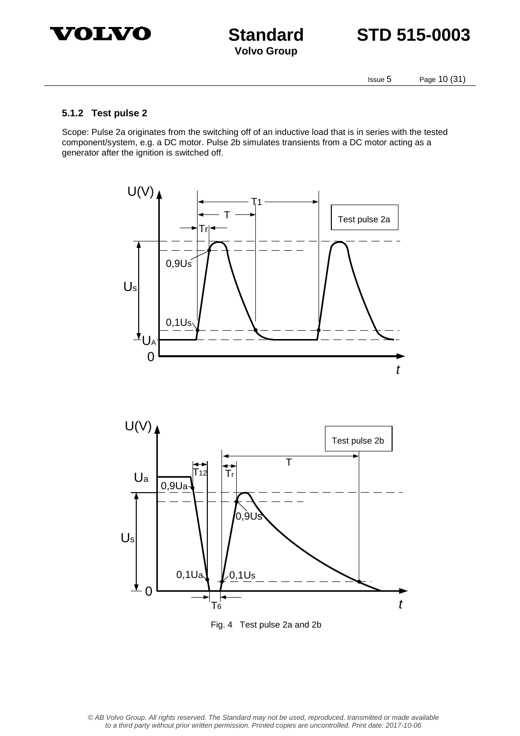### 5.1.2 Test pulse 2

Scope: Pulse 2a originates from the switching off of an inductive load that is in series with the tested component/system, e.g. a DC motor. Pulse 2b simulates transients from a DC motor acting as a generator after the ignition is switched off.

Fig. 4 Test pulse 2a and 2b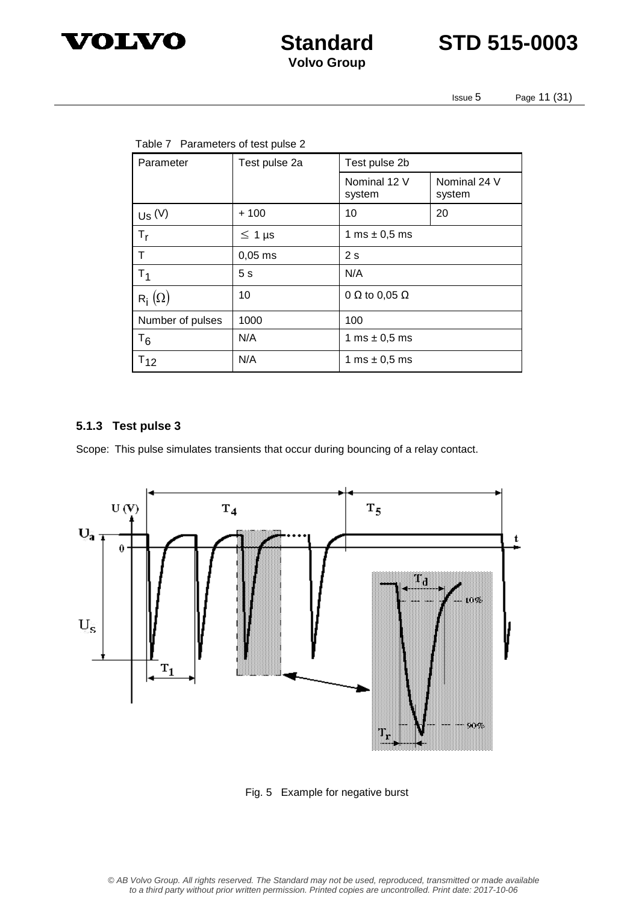Table 7 Parameters of test pulse 2

| Parameter | Test pulse 2a | Test pulse 2b | |
|---|---|---|---|
| | | Nominal 12 V system | Nominal 24 V system |
| $U_s$ (V) | + 100 | 10 | 20 |
| $T_r$ | $\leq$ 1 µs | 1 ms ± 0,5 ms | |
| T | 0,05 ms | 2 s | |
| $T_1$ | 5 s | N/A | |
| $R_i$ $(\Omega)$ | 10 | 0 Ω to 0,05 Ω | |
| Number of pulses | 1000 | 100 | |
| $T_6$ | N/A | 1 ms ± 0,5 ms | |
| $T_{12}$ | N/A | 1 ms ± 0,5 ms | |

### 5.1.3 Test pulse 3

Scope: This pulse simulates transients that occur during bouncing of a relay contact.

Fig. 5 Example for negative burst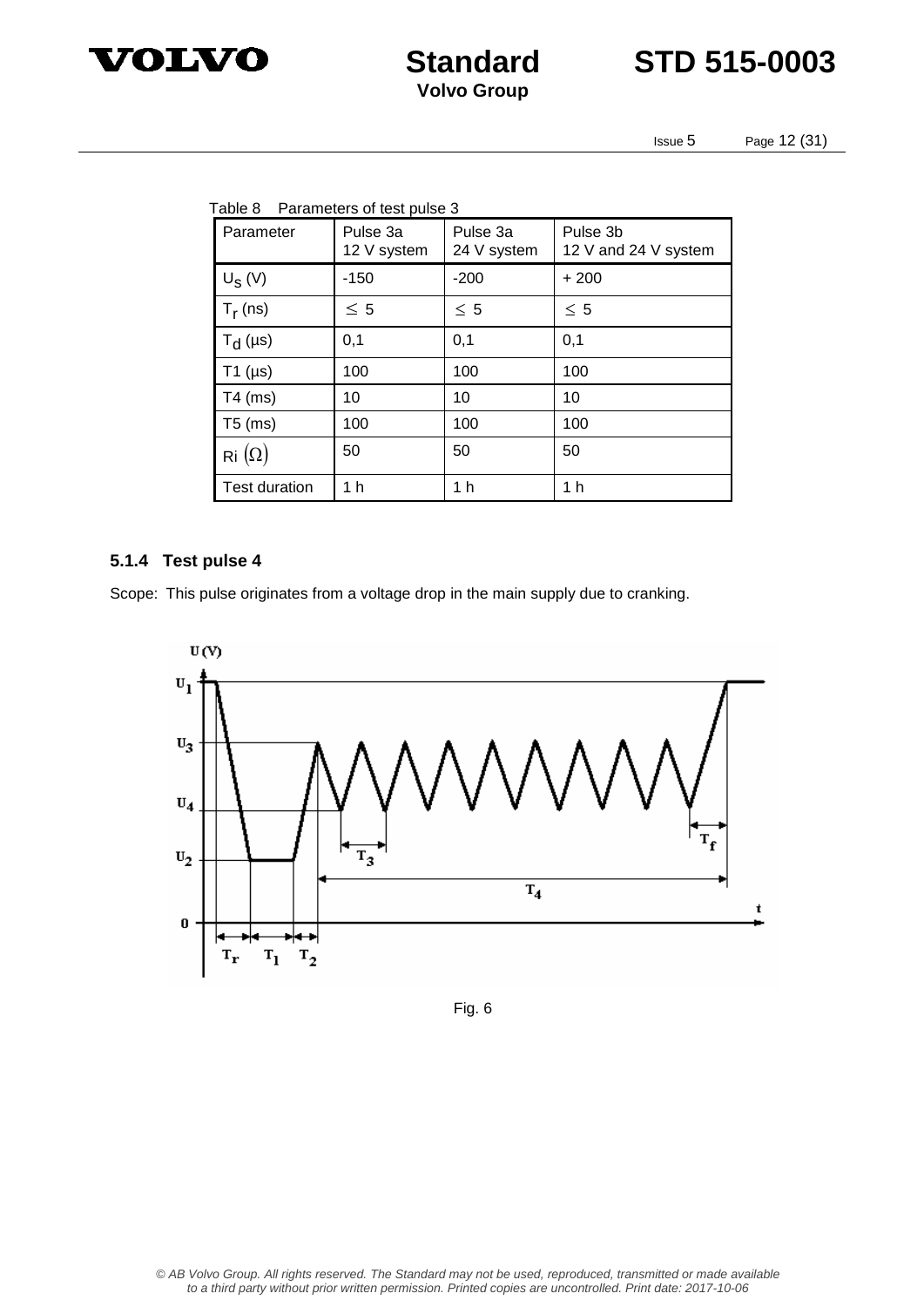Table 8 Parameters of test pulse 3

| Parameter | Pulse 3a 12 V system | Pulse 3a 24 V system | Pulse 3b 12 V and 24 V system |
|---|---|---|---|
| $U_S$ (V) | -150 | -200 | + 200 |
| $T_r$ (ns) | $\leq$ 5 | $\leq$ 5 | $\leq$ 5 |
| $T_d$ (µs) | 0,1 | 0,1 | 0,1 |
| T1 (µs) | 100 | 100 | 100 |
| T4 (ms) | 10 | 10 | 10 |
| T5 (ms) | 100 | 100 | 100 |
| Ri $(\Omega)$ | 50 | 50 | 50 |
| Test duration | 1 h | 1 h | 1 h |

### 5.1.4 Test pulse 4

Scope: This pulse originates from a voltage drop in the main supply due to cranking.

Fig. 6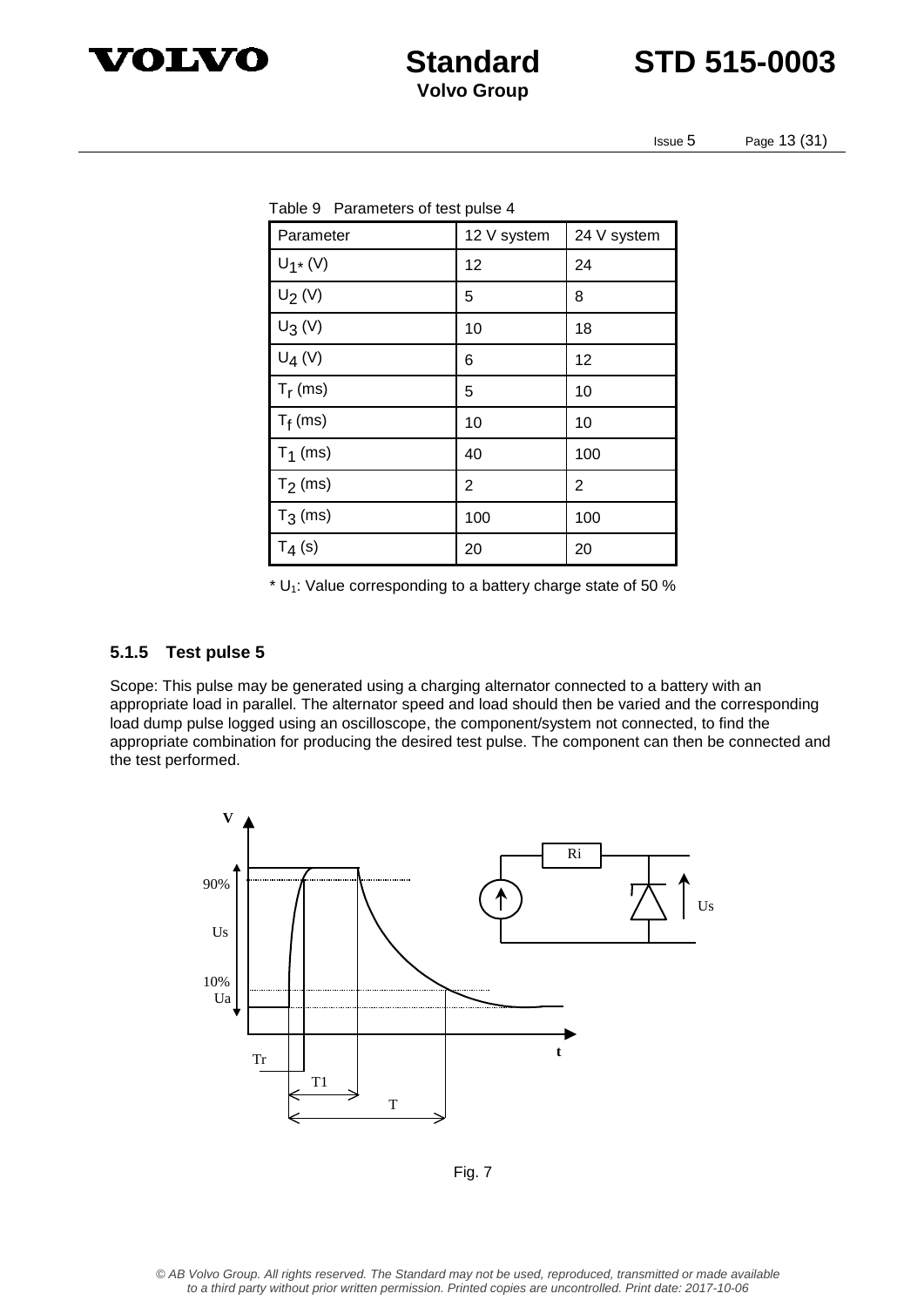Table 9 Parameters of test pulse 4

| Parameter | 12 V system | 24 V system |
|---|---|---|
| $U_{1*}$ (V) | 12 | 24 |
| $U_2$ (V) | 5 | 8 |
| $U_3$ (V) | 10 | 18 |
| $U_4$ (V) | 6 | 12 |
| $T_r$ (ms) | 5 | 10 |
| $T_f$ (ms) | 10 | 10 |
| $T_1$ (ms) | 40 | 100 |
| $T_2$ (ms) | 2 | 2 |
| $T_3$ (ms) | 100 | 100 |
| $T_4$ (s) | 20 | 20 |

* $U_1$: Value corresponding to a battery charge state of 50 %

### 5.1.5 Test pulse 5

Scope: This pulse may be generated using a charging alternator connected to a battery with an appropriate load in parallel. The alternator speed and load should then be varied and the corresponding load dump pulse logged using an oscilloscope, the component/system not connected, to find the appropriate combination for producing the desired test pulse. The component can then be connected and the test performed.

Fig. 7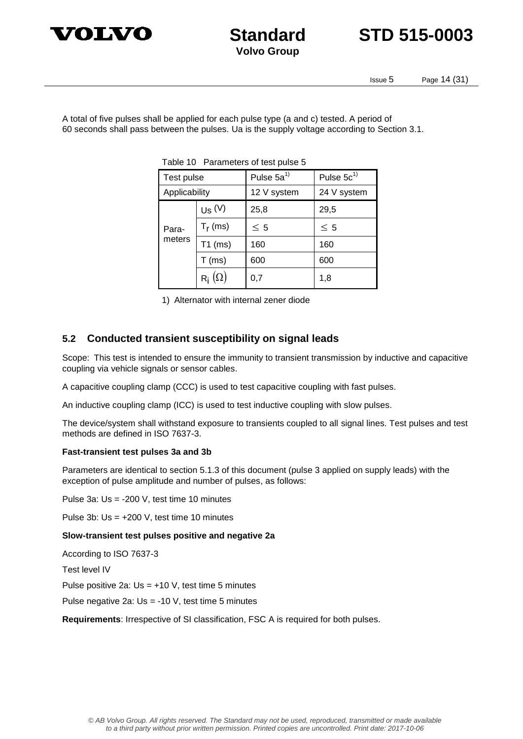A total of five pulses shall be applied for each pulse type (a and c) tested. A period of 60 seconds shall pass between the pulses. Ua is the supply voltage according to Section 3.1.

Table 10 Parameters of test pulse 5

| Test pulse | | Pulse 5a[1] | Pulse 5c[1] |
|---|---|---|---|
| Applicability | | 12 V system | 24 V system |
| Para-meters | Us (V) | 25,8 | 29,5 |
| | $T_r$ (ms) | $\leq$ 5 | $\leq$ 5 |
| | T1 (ms) | 160 | 160 |
| | T (ms) | 600 | 600 |
| | $R_i$ $(\Omega)$ | 0,7 | 1,8 |

1) Alternator with internal zener diode

## 5.2 Conducted transient susceptibility on signal leads

Scope: This test is intended to ensure the immunity to transient transmission by inductive and capacitive coupling via vehicle signals or sensor cables.

A capacitive coupling clamp (CCC) is used to test capacitive coupling with fast pulses.

An inductive coupling clamp (ICC) is used to test inductive coupling with slow pulses.

The device/system shall withstand exposure to transients coupled to all signal lines. Test pulses and test methods are defined in ISO 7637-3.

**Fast-transient test pulses 3a and 3b**

Parameters are identical to section 5.1.3 of this document (pulse 3 applied on supply leads) with the exception of pulse amplitude and number of pulses, as follows:

Pulse 3a: Us = -200 V, test time 10 minutes

Pulse 3b: Us = +200 V, test time 10 minutes

**Slow-transient test pulses positive and negative 2a**

According to ISO 7637-3

Test level IV

Pulse positive 2a: Us = +10 V, test time 5 minutes

Pulse negative 2a: Us = -10 V, test time 5 minutes

**Requirements**: Irrespective of SI classification, FSC A is required for both pulses.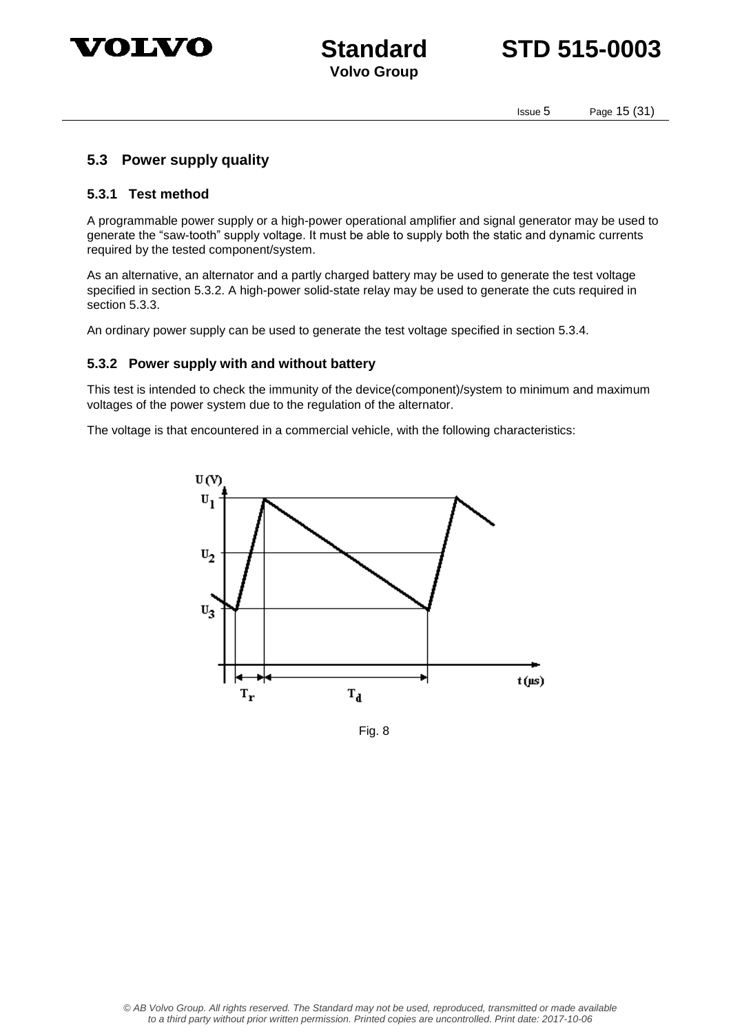## 5.3 Power supply quality

### 5.3.1 Test method

A programmable power supply or a high-power operational amplifier and signal generator may be used to generate the “saw-tooth” supply voltage. It must be able to supply both the static and dynamic currents required by the tested component/system.

As an alternative, an alternator and a partly charged battery may be used to generate the test voltage specified in section 5.3.2. A high-power solid-state relay may be used to generate the cuts required in section 5.3.3.

An ordinary power supply can be used to generate the test voltage specified in section 5.3.4.

### 5.3.2 Power supply with and without battery

This test is intended to check the immunity of the device(component)/system to minimum and maximum voltages of the power system due to the regulation of the alternator.

The voltage is that encountered in a commercial vehicle, with the following characteristics:

Fig. 8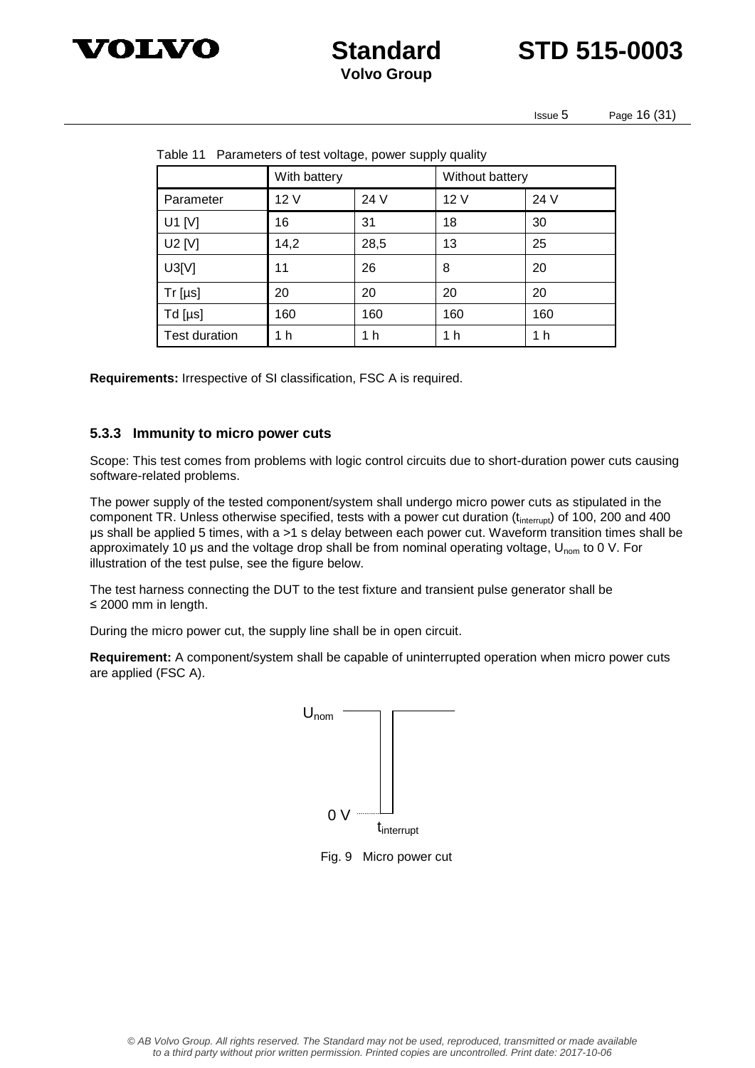Table 11 Parameters of test voltage, power supply quality

| | With battery | | Without battery | |
|---|---|---|---|---|
| Parameter | 12 V | 24 V | 12 V | 24 V |
| U1 [V] | 16 | 31 | 18 | 30 |
| U2 [V] | 14,2 | 28,5 | 13 | 25 |
| U3[V] | 11 | 26 | 8 | 20 |
| Tr [µs] | 20 | 20 | 20 | 20 |
| Td [µs] | 160 | 160 | 160 | 160 |
| Test duration | 1 h | 1 h | 1 h | 1 h |

**Requirements:** Irrespective of SI classification, FSC A is required.

### 5.3.3 Immunity to micro power cuts

Scope: This test comes from problems with logic control circuits due to short-duration power cuts causing software-related problems.

The power supply of the tested component/system shall undergo micro power cuts as stipulated in the component TR. Unless otherwise specified, tests with a power cut duration ($t_{interrupt}$) of 100, 200 and 400 µs shall be applied 5 times, with a >1 s delay between each power cut. Waveform transition times shall be approximately 10 µs and the voltage drop shall be from nominal operating voltage, $U_{nom}$ to 0 V. For illustration of the test pulse, see the figure below.

The test harness connecting the DUT to the test fixture and transient pulse generator shall be ≤ 2000 mm in length.

During the micro power cut, the supply line shall be in open circuit.

**Requirement:** A component/system shall be capable of uninterrupted operation when micro power cuts are applied (FSC A).

$U_{nom}$

0 V

$t_{interrupt}$

Fig. 9 Micro power cut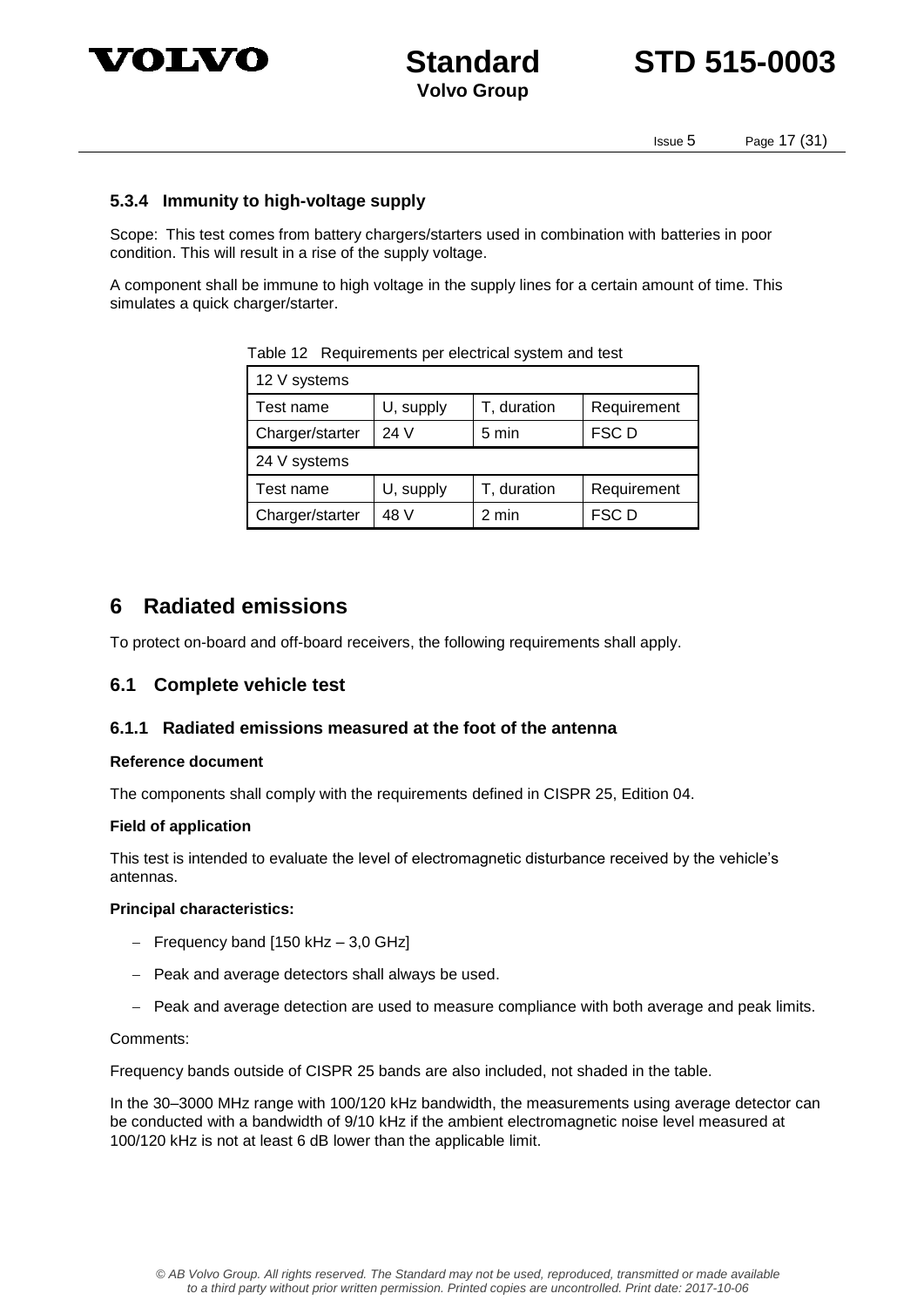### 5.3.4 Immunity to high-voltage supply

Scope: This test comes from battery chargers/starters used in combination with batteries in poor condition. This will result in a rise of the supply voltage.

A component shall be immune to high voltage in the supply lines for a certain amount of time. This simulates a quick charger/starter.

Table 12 Requirements per electrical system and test

| 12 V systems | | | |
|---|---|---|---|
| Test name | U, supply | T, duration | Requirement |
| Charger/starter | 24 V | 5 min | FSC D |
| 24 V systems | | | |
| Test name | U, supply | T, duration | Requirement |
| Charger/starter | 48 V | 2 min | FSC D |

# 6 Radiated emissions

To protect on-board and off-board receivers, the following requirements shall apply.

## 6.1 Complete vehicle test

### 6.1.1 Radiated emissions measured at the foot of the antenna

**Reference document**

The components shall comply with the requirements defined in CISPR 25, Edition 04.

**Field of application**

This test is intended to evaluate the level of electromagnetic disturbance received by the vehicle's antennas.

**Principal characteristics:**

- Frequency band [150 kHz – 3,0 GHz]
- Peak and average detectors shall always be used.
- Peak and average detection are used to measure compliance with both average and peak limits.

Comments:

Frequency bands outside of CISPR 25 bands are also included, not shaded in the table.

In the 30–3000 MHz range with 100/120 kHz bandwidth, the measurements using average detector can be conducted with a bandwidth of 9/10 kHz if the ambient electromagnetic noise level measured at 100/120 kHz is not at least 6 dB lower than the applicable limit.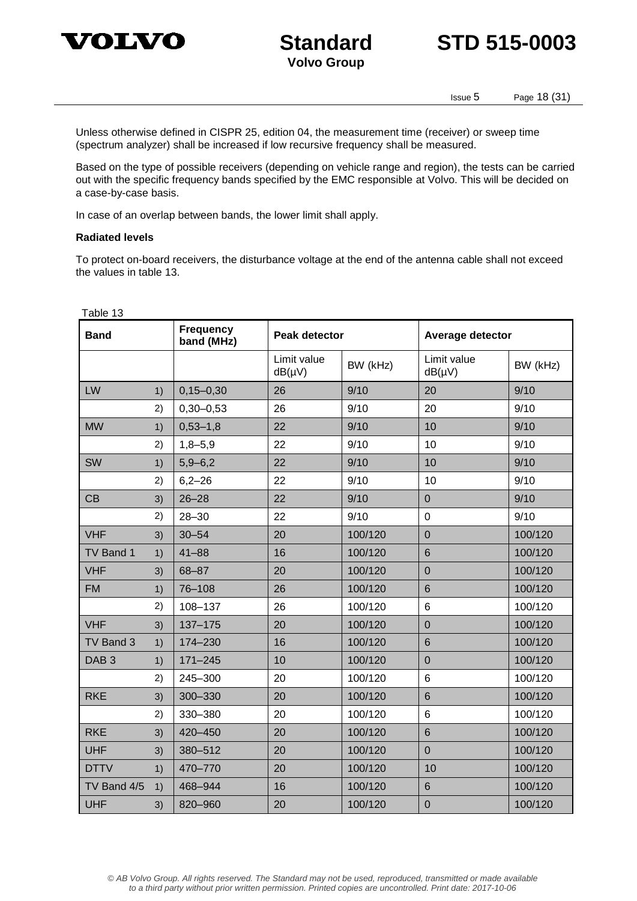Unless otherwise defined in CISPR 25, edition 04, the measurement time (receiver) or sweep time (spectrum analyzer) shall be increased if low recursive frequency shall be measured.

Based on the type of possible receivers (depending on vehicle range and region), the tests can be carried out with the specific frequency bands specified by the EMC responsible at Volvo. This will be decided on a case-by-case basis.

In case of an overlap between bands, the lower limit shall apply.

**Radiated levels**

To protect on-board receivers, the disturbance voltage at the end of the antenna cable shall not exceed the values in table 13.

Table 13

| Band | | Frequency band (MHz) | Peak detector | | Average detector | |
|---|---|---|---|---|---|---|
| | | | Limit value dB(µV) | BW (kHz) | Limit value dB(µV) | BW (kHz) |
| LW | 1) | 0,15–0,30 | 26 | 9/10 | 20 | 9/10 |
| | 2) | 0,30–0,53 | 26 | 9/10 | 20 | 9/10 |
| MW | 1) | 0,53–1,8 | 22 | 9/10 | 10 | 9/10 |
| | 2) | 1,8–5,9 | 22 | 9/10 | 10 | 9/10 |
| SW | 1) | 5,9–6,2 | 22 | 9/10 | 10 | 9/10 |
| | 2) | 6,2–26 | 22 | 9/10 | 10 | 9/10 |
| CB | 3) | 26–28 | 22 | 9/10 | 0 | 9/10 |
| | 2) | 28–30 | 22 | 9/10 | 0 | 9/10 |
| VHF | 3) | 30–54 | 20 | 100/120 | 0 | 100/120 |
| TV Band 1 | 1) | 41–88 | 16 | 100/120 | 6 | 100/120 |
| VHF | 3) | 68–87 | 20 | 100/120 | 0 | 100/120 |
| FM | 1) | 76–108 | 26 | 100/120 | 6 | 100/120 |
| | 2) | 108–137 | 26 | 100/120 | 6 | 100/120 |
| VHF | 3) | 137–175 | 20 | 100/120 | 0 | 100/120 |
| TV Band 3 | 1) | 174–230 | 16 | 100/120 | 6 | 100/120 |
| DAB 3 | 1) | 171–245 | 10 | 100/120 | 0 | 100/120 |
| | 2) | 245–300 | 20 | 100/120 | 6 | 100/120 |
| RKE | 3) | 300–330 | 20 | 100/120 | 6 | 100/120 |
| | 2) | 330–380 | 20 | 100/120 | 6 | 100/120 |
| RKE | 3) | 420–450 | 20 | 100/120 | 6 | 100/120 |
| UHF | 3) | 380–512 | 20 | 100/120 | 0 | 100/120 |
| DTTV | 1) | 470–770 | 20 | 100/120 | 10 | 100/120 |
| TV Band 4/5 | 1) | 468–944 | 16 | 100/120 | 6 | 100/120 |
| UHF | 3) | 820–960 | 20 | 100/120 | 0 | 100/120 |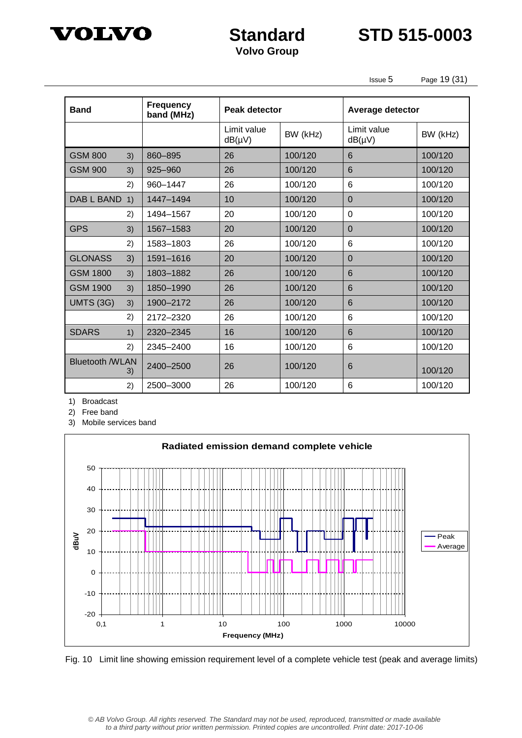| Band | Frequency band (MHz) | Peak detector | | Average detector | |
|---|---|---|---|---|---|
| | | Limit value dB(µV) | BW (kHz) | Limit value dB(µV) | BW (kHz) |
| GSM 800 3) | 860–895 | 26 | 100/120 | 6 | 100/120 |
| GSM 900 3) | 925–960 | 26 | 100/120 | 6 | 100/120 |
| 2) | 960–1447 | 26 | 100/120 | 6 | 100/120 |
| DAB L BAND 1) | 1447–1494 | 10 | 100/120 | 0 | 100/120 |
| 2) | 1494–1567 | 20 | 100/120 | 0 | 100/120 |
| GPS 3) | 1567–1583 | 20 | 100/120 | 0 | 100/120 |
| 2) | 1583–1803 | 26 | 100/120 | 6 | 100/120 |
| GLONASS 3) | 1591–1616 | 20 | 100/120 | 0 | 100/120 |
| GSM 1800 3) | 1803–1882 | 26 | 100/120 | 6 | 100/120 |
| GSM 1900 3) | 1850–1990 | 26 | 100/120 | 6 | 100/120 |
| UMTS (3G) 3) | 1900–2172 | 26 | 100/120 | 6 | 100/120 |
| 2) | 2172–2320 | 26 | 100/120 | 6 | 100/120 |
| SDARS 1) | 2320–2345 | 16 | 100/120 | 6 | 100/120 |
| 2) | 2345–2400 | 16 | 100/120 | 6 | 100/120 |
| Bluetooth /WLAN 3) | 2400–2500 | 26 | 100/120 | 6 | 100/120 |
| 2) | 2500–3000 | 26 | 100/120 | 6 | 100/120 |

1) Broadcast

2) Free band

3) Mobile services band

Fig. 10 Limit line showing emission requirement level of a complete vehicle test (peak and average limits)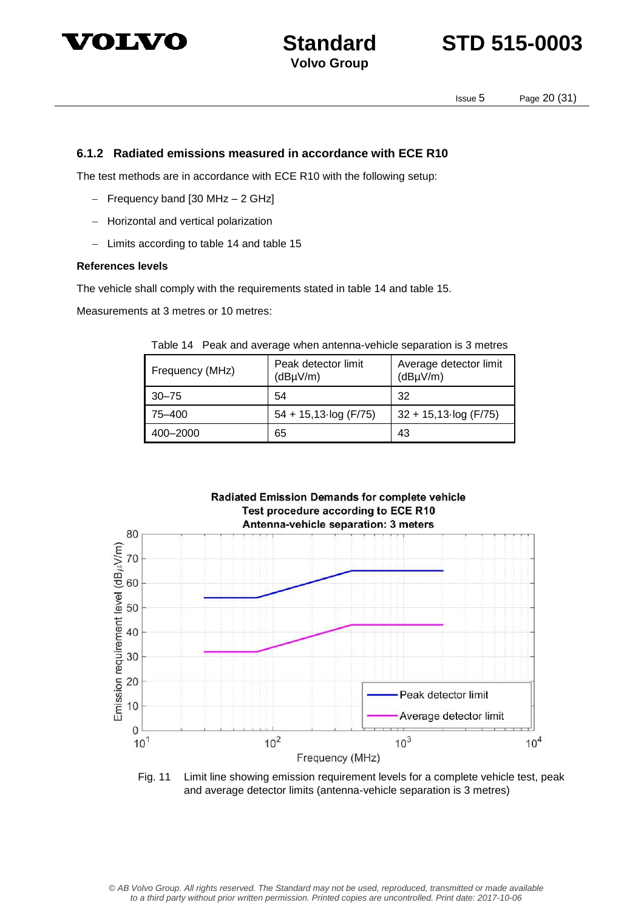### 6.1.2 Radiated emissions measured in accordance with ECE R10

The test methods are in accordance with ECE R10 with the following setup:

- Frequency band [30 MHz – 2 GHz]
- Horizontal and vertical polarization
- Limits according to table 14 and table 15

**References levels**

The vehicle shall comply with the requirements stated in table 14 and table 15.

Measurements at 3 metres or 10 metres:

Table 14 Peak and average when antenna-vehicle separation is 3 metres

| Frequency (MHz) | Peak detector limit (dBµV/m) | Average detector limit (dBµV/m) |
|---|---|---|
| 30–75 | 54 | 32 |
| 75–400 | 54 + 15,13·log (F/75) | 32 + 15,13·log (F/75) |
| 400–2000 | 65 | 43 |

Fig. 11 Limit line showing emission requirement levels for a complete vehicle test, peak and average detector limits (antenna-vehicle separation is 3 metres)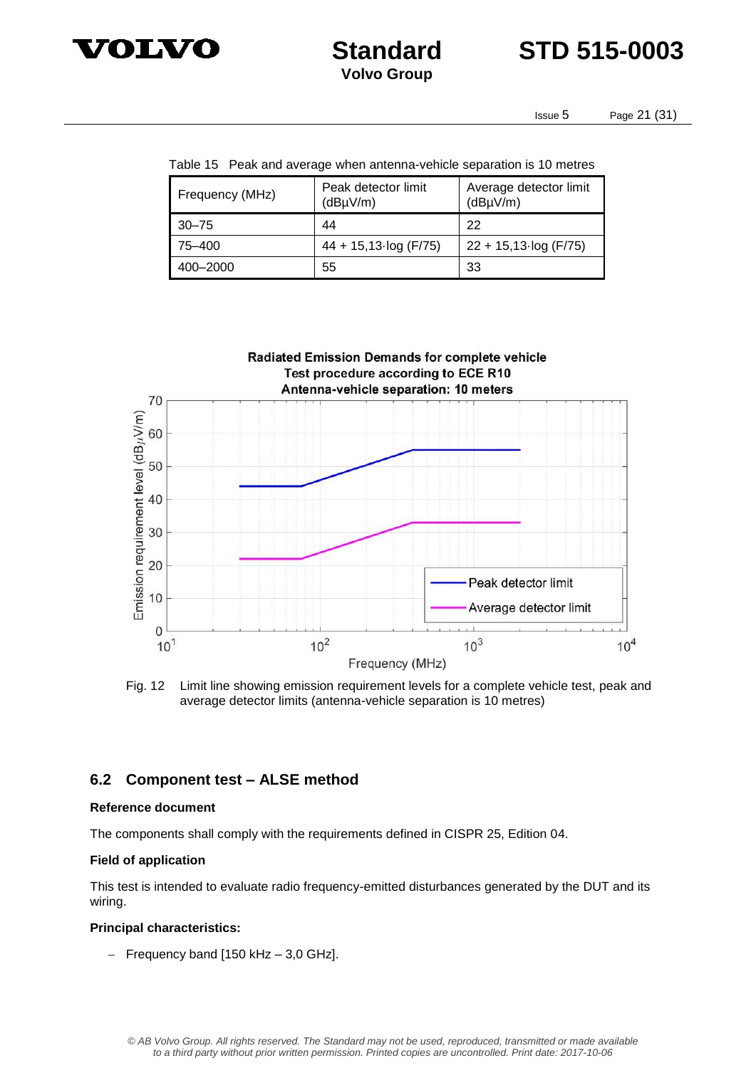Table 15 Peak and average when antenna-vehicle separation is 10 metres

| Frequency (MHz) | Peak detector limit (dBµV/m) | Average detector limit (dBµV/m) |
|---|---|---|
| 30–75 | 44 | 22 |
| 75–400 | 44 + 15,13·log (F/75) | 22 + 15,13·log (F/75) |
| 400–2000 | 55 | 33 |

Fig. 12 Limit line showing emission requirement levels for a complete vehicle test, peak and average detector limits (antenna-vehicle separation is 10 metres)

## 6.2 Component test – ALSE method

**Reference document**

The components shall comply with the requirements defined in CISPR 25, Edition 04.

**Field of application**

This test is intended to evaluate radio frequency-emitted disturbances generated by the DUT and its wiring.

**Principal characteristics:**

- Frequency band [150 kHz – 3,0 GHz].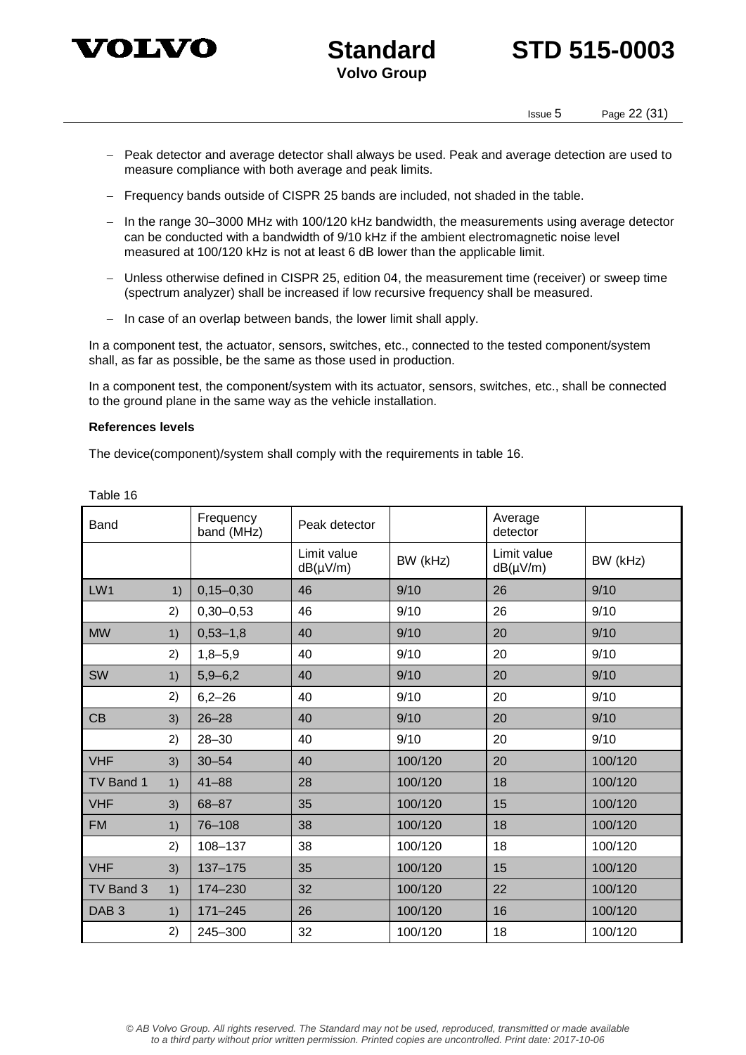- Peak detector and average detector shall always be used. Peak and average detection are used to measure compliance with both average and peak limits.
- Frequency bands outside of CISPR 25 bands are included, not shaded in the table.
- In the range 30–3000 MHz with 100/120 kHz bandwidth, the measurements using average detector can be conducted with a bandwidth of 9/10 kHz if the ambient electromagnetic noise level measured at 100/120 kHz is not at least 6 dB lower than the applicable limit.
- Unless otherwise defined in CISPR 25, edition 04, the measurement time (receiver) or sweep time (spectrum analyzer) shall be increased if low recursive frequency shall be measured.
- In case of an overlap between bands, the lower limit shall apply.

In a component test, the actuator, sensors, switches, etc., connected to the tested component/system shall, as far as possible, be the same as those used in production.

In a component test, the component/system with its actuator, sensors, switches, etc., shall be connected to the ground plane in the same way as the vehicle installation.

**References levels**

The device(component)/system shall comply with the requirements in table 16.

Table 16

| Band | | Frequency band (MHz) | Peak detector | | Average detector | |
|---|---|---|---|---|---|---|
| | | | Limit value dB(µV/m) | BW (kHz) | Limit value dB(µV/m) | BW (kHz) |
| LW1 | 1) | 0,15–0,30 | 46 | 9/10 | 26 | 9/10 |
| | 2) | 0,30–0,53 | 46 | 9/10 | 26 | 9/10 |
| MW | 1) | 0,53–1,8 | 40 | 9/10 | 20 | 9/10 |
| | 2) | 1,8–5,9 | 40 | 9/10 | 20 | 9/10 |
| SW | 1) | 5,9–6,2 | 40 | 9/10 | 20 | 9/10 |
| | 2) | 6,2–26 | 40 | 9/10 | 20 | 9/10 |
| CB | 3) | 26–28 | 40 | 9/10 | 20 | 9/10 |
| | 2) | 28–30 | 40 | 9/10 | 20 | 9/10 |
| VHF | 3) | 30–54 | 40 | 100/120 | 20 | 100/120 |
| TV Band 1 | 1) | 41–88 | 28 | 100/120 | 18 | 100/120 |
| VHF | 3) | 68–87 | 35 | 100/120 | 15 | 100/120 |
| FM | 1) | 76–108 | 38 | 100/120 | 18 | 100/120 |
| | 2) | 108–137 | 38 | 100/120 | 18 | 100/120 |
| VHF | 3) | 137–175 | 35 | 100/120 | 15 | 100/120 |
| TV Band 3 | 1) | 174–230 | 32 | 100/120 | 22 | 100/120 |
| DAB 3 | 1) | 171–245 | 26 | 100/120 | 16 | 100/120 |
| | 2) | 245–300 | 32 | 100/120 | 18 | 100/120 |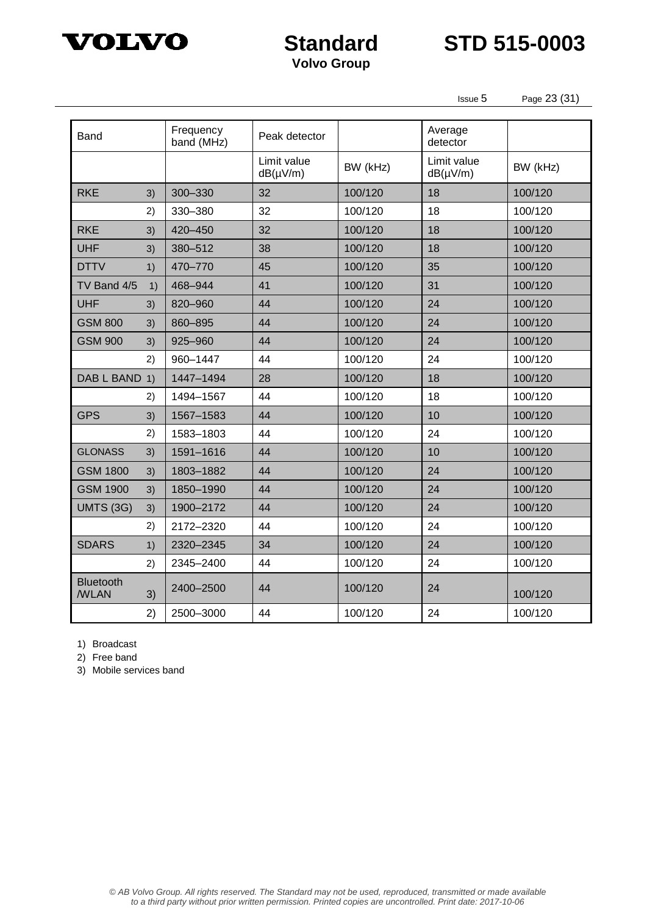| Band | | Frequency band (MHz) | Peak detector | | Average detector | |
|---|---|---|---|---|---|---|
| | | | Limit value dB(µV/m) | BW (kHz) | Limit value dB(µV/m) | BW (kHz) |
| RKE | 3) | 300–330 | 32 | 100/120 | 18 | 100/120 |
| | 2) | 330–380 | 32 | 100/120 | 18 | 100/120 |
| RKE | 3) | 420–450 | 32 | 100/120 | 18 | 100/120 |
| UHF | 3) | 380–512 | 38 | 100/120 | 18 | 100/120 |
| DTTV | 1) | 470–770 | 45 | 100/120 | 35 | 100/120 |
| TV Band 4/5 | 1) | 468–944 | 41 | 100/120 | 31 | 100/120 |
| UHF | 3) | 820–960 | 44 | 100/120 | 24 | 100/120 |
| GSM 800 | 3) | 860–895 | 44 | 100/120 | 24 | 100/120 |
| GSM 900 | 3) | 925–960 | 44 | 100/120 | 24 | 100/120 |
| | 2) | 960–1447 | 44 | 100/120 | 24 | 100/120 |
| DAB L BAND | 1) | 1447–1494 | 28 | 100/120 | 18 | 100/120 |
| | 2) | 1494–1567 | 44 | 100/120 | 18 | 100/120 |
| GPS | 3) | 1567–1583 | 44 | 100/120 | 10 | 100/120 |
| | 2) | 1583–1803 | 44 | 100/120 | 24 | 100/120 |
| GLONASS | 3) | 1591–1616 | 44 | 100/120 | 10 | 100/120 |
| GSM 1800 | 3) | 1803–1882 | 44 | 100/120 | 24 | 100/120 |
| GSM 1900 | 3) | 1850–1990 | 44 | 100/120 | 24 | 100/120 |
| UMTS (3G) | 3) | 1900–2172 | 44 | 100/120 | 24 | 100/120 |
| | 2) | 2172–2320 | 44 | 100/120 | 24 | 100/120 |
| SDARS | 1) | 2320–2345 | 34 | 100/120 | 24 | 100/120 |
| | 2) | 2345–2400 | 44 | 100/120 | 24 | 100/120 |
| Bluetooth /WLAN | 3) | 2400–2500 | 44 | 100/120 | 24 | 100/120 |
| | 2) | 2500–3000 | 44 | 100/120 | 24 | 100/120 |

1) Broadcast
2) Free band
3) Mobile services band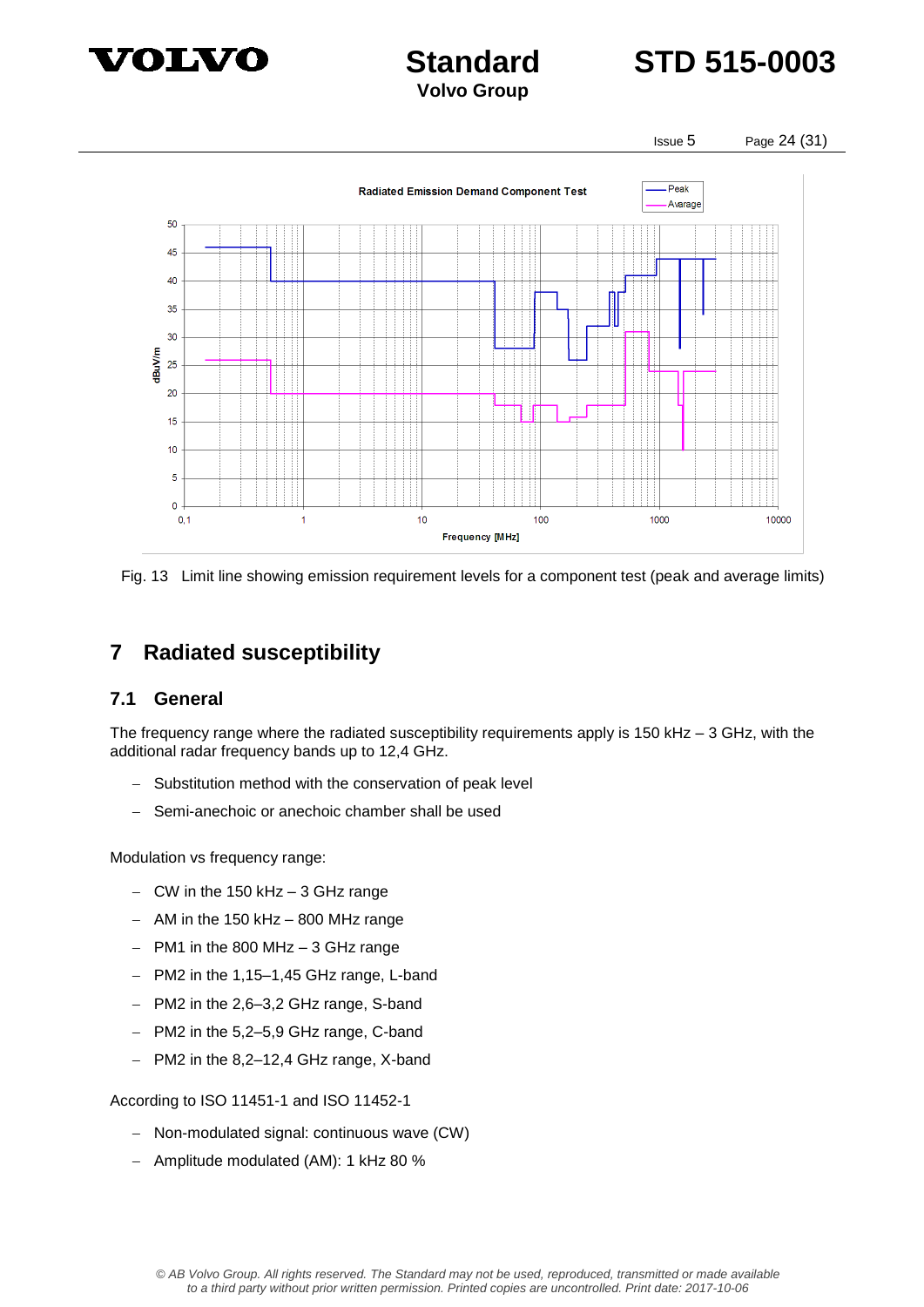Fig. 13 Limit line showing emission requirement levels for a component test (peak and average limits)

## 7 Radiated susceptibility

### 7.1 General

The frequency range where the radiated susceptibility requirements apply is 150 kHz – 3 GHz, with the additional radar frequency bands up to 12,4 GHz.

- Substitution method with the conservation of peak level
- Semi-anechoic or anechoic chamber shall be used

Modulation vs frequency range:

- CW in the 150 kHz – 3 GHz range
- AM in the 150 kHz – 800 MHz range
- PM1 in the 800 MHz – 3 GHz range
- PM2 in the 1,15–1,45 GHz range, L-band
- PM2 in the 2,6–3,2 GHz range, S-band
- PM2 in the 5,2–5,9 GHz range, C-band
- PM2 in the 8,2–12,4 GHz range, X-band

According to ISO 11451-1 and ISO 11452-1

- Non-modulated signal: continuous wave (CW)
- Amplitude modulated (AM): 1 kHz 80 %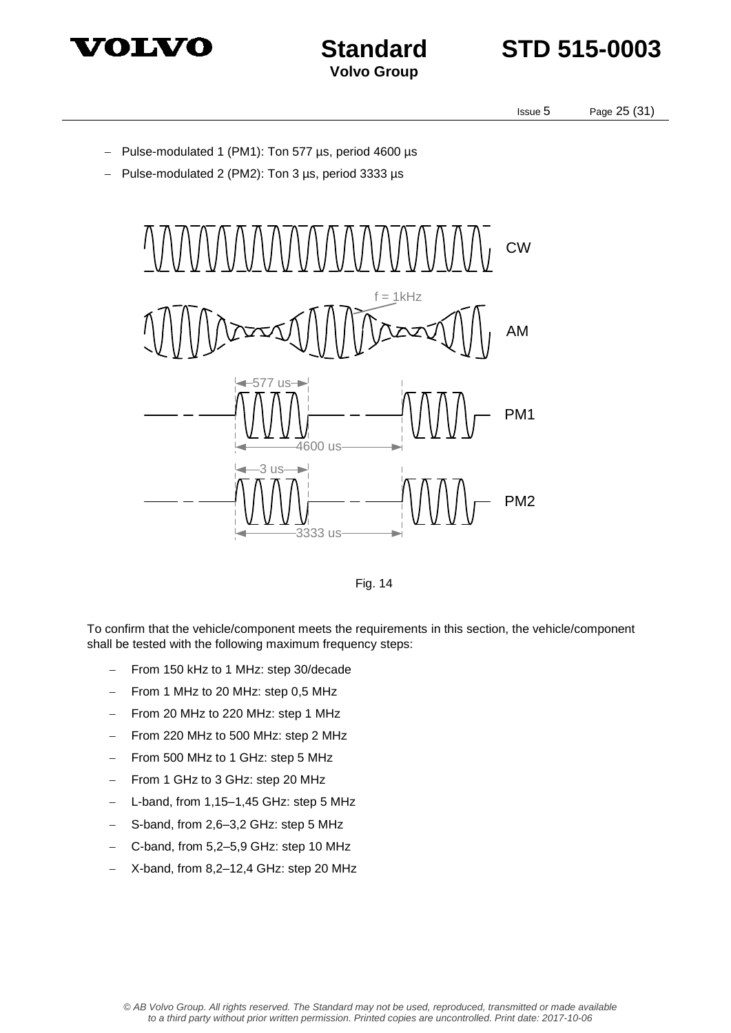- Pulse-modulated 1 (PM1): Ton 577 µs, period 4600 µs
- Pulse-modulated 2 (PM2): Ton 3 µs, period 3333 µs

Fig. 14

To confirm that the vehicle/component meets the requirements in this section, the vehicle/component shall be tested with the following maximum frequency steps:

- From 150 kHz to 1 MHz: step 30/decade
- From 1 MHz to 20 MHz: step 0,5 MHz
- From 20 MHz to 220 MHz: step 1 MHz
- From 220 MHz to 500 MHz: step 2 MHz
- From 500 MHz to 1 GHz: step 5 MHz
- From 1 GHz to 3 GHz: step 20 MHz
- L-band, from 1,15–1,45 GHz: step 5 MHz
- S-band, from 2,6–3,2 GHz: step 5 MHz
- C-band, from 5,2–5,9 GHz: step 10 MHz
- X-band, from 8,2–12,4 GHz: step 20 MHz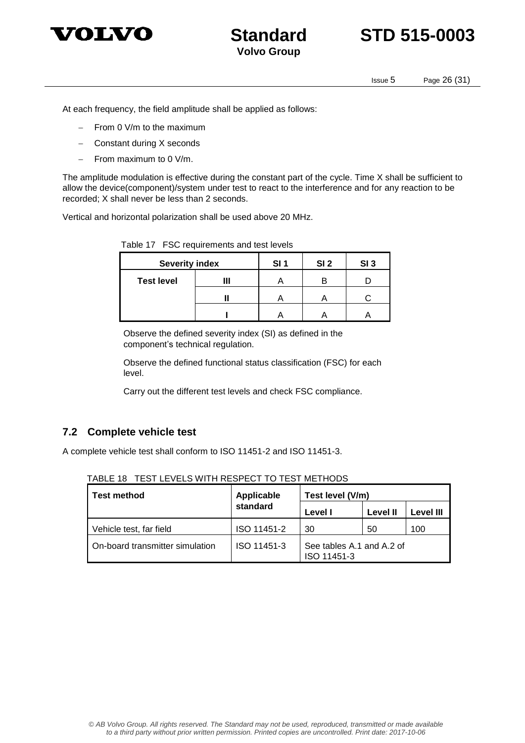At each frequency, the field amplitude shall be applied as follows:

- From 0 V/m to the maximum
- Constant during X seconds
- From maximum to 0 V/m.

The amplitude modulation is effective during the constant part of the cycle. Time X shall be sufficient to allow the device(component)/system under test to react to the interference and for any reaction to be recorded; X shall never be less than 2 seconds.

Vertical and horizontal polarization shall be used above 20 MHz.

Table 17 FSC requirements and test levels

| Severity index | | SI 1 | SI 2 | SI 3 |
|---|---|---|---|---|
| **Test level** | **III** | A | B | D |
| | **II** | A | A | C |
| | **I** | A | A | A |

Observe the defined severity index (SI) as defined in the component's technical regulation.

Observe the defined functional status classification (FSC) for each level.

Carry out the different test levels and check FSC compliance.

## 7.2 Complete vehicle test

A complete vehicle test shall conform to ISO 11451-2 and ISO 11451-3.

TABLE 18 TEST LEVELS WITH RESPECT TO TEST METHODS

| Test method | Applicable standard | Test level (V/m) | | |
|---|---|---|---|---|
| | | **Level I** | **Level II** | **Level III** |
| Vehicle test, far field | ISO 11451-2 | 30 | 50 | 100 |
| On-board transmitter simulation | ISO 11451-3 | See tables A.1 and A.2 of ISO 11451-3 | | |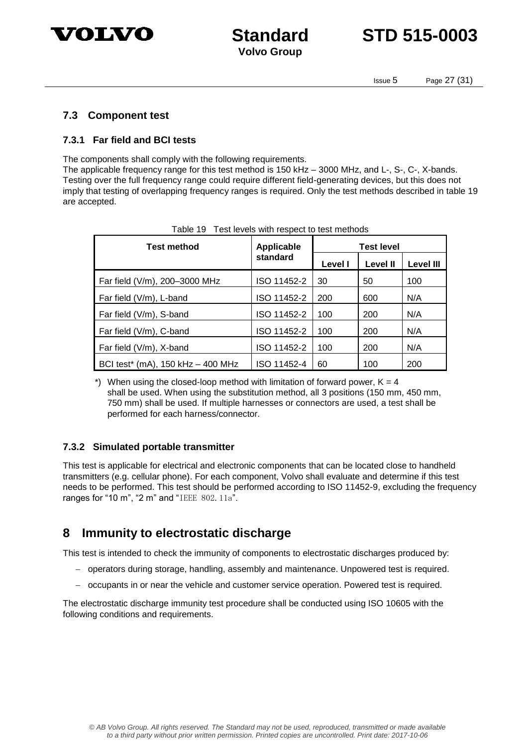### 7.3 Component test

#### 7.3.1 Far field and BCI tests

The components shall comply with the following requirements.
The applicable frequency range for this test method is 150 kHz – 3000 MHz, and L-, S-, C-, X-bands. Testing over the full frequency range could require different field-generating devices, but this does not imply that testing of overlapping frequency ranges is required. Only the test methods described in table 19 are accepted.

Table 19 Test levels with respect to test methods

| Test method | Applicable standard | Test level | | |
|---|---|---|---|---|
| | | Level I | Level II | Level III |
| Far field (V/m), 200–3000 MHz | ISO 11452-2 | 30 | 50 | 100 |
| Far field (V/m), L-band | ISO 11452-2 | 200 | 600 | N/A |
| Far field (V/m), S-band | ISO 11452-2 | 100 | 200 | N/A |
| Far field (V/m), C-band | ISO 11452-2 | 100 | 200 | N/A |
| Far field (V/m), X-band | ISO 11452-2 | 100 | 200 | N/A |
| BCI test* (mA), 150 kHz – 400 MHz | ISO 11452-4 | 60 | 100 | 200 |

*) When using the closed-loop method with limitation of forward power, K = 4 shall be used. When using the substitution method, all 3 positions (150 mm, 450 mm, 750 mm) shall be used. If multiple harnesses or connectors are used, a test shall be performed for each harness/connector.

#### 7.3.2 Simulated portable transmitter

This test is applicable for electrical and electronic components that can be located close to handheld transmitters (e.g. cellular phone). For each component, Volvo shall evaluate and determine if this test needs to be performed. This test should be performed according to ISO 11452-9, excluding the frequency ranges for "10 m", "2 m" and "IEEE 802.11a".

## 8 Immunity to electrostatic discharge

This test is intended to check the immunity of components to electrostatic discharges produced by:

- operators during storage, handling, assembly and maintenance. Unpowered test is required.
- occupants in or near the vehicle and customer service operation. Powered test is required.

The electrostatic discharge immunity test procedure shall be conducted using ISO 10605 with the following conditions and requirements.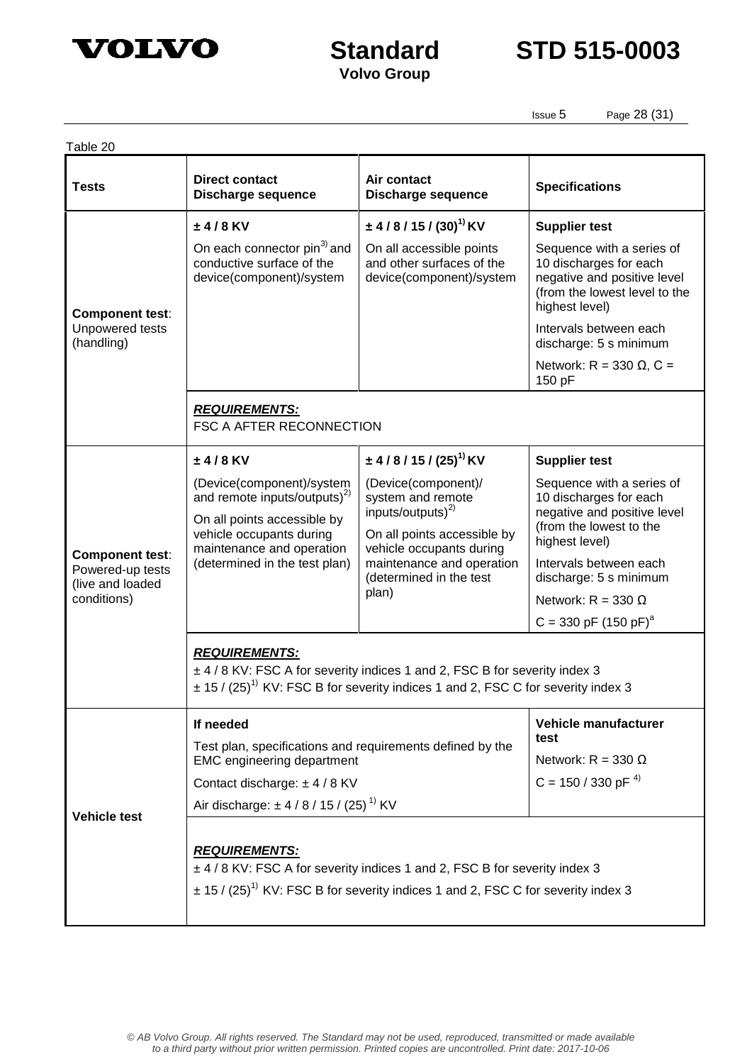Table 20

| Tests | Direct contact Discharge sequence | Air contact Discharge sequence | Specifications |
|---|---|---|---|
| **Component test**: Unpowered tests (handling) | **± 4 / 8 KV**<br>On each connector pin[3] and conductive surface of the device(component)/system | **± 4 / 8 / 15 / (30)[1] KV**<br>On all accessible points and other surfaces of the device(component)/system | **Supplier test**<br>Sequence with a series of 10 discharges for each negative and positive level (from the lowest level to the highest level)<br>Intervals between each discharge: 5 s minimum<br>Network: R = 330 Ω, C = 150 pF |
| | ***REQUIREMENTS:***<br>FSC A AFTER RECONNECTION | | |
| **Component test**: Powered-up tests (live and loaded conditions) | **± 4 / 8 KV**<br>(Device(component)/system and remote inputs/outputs)[2]<br>On all points accessible by vehicle occupants during maintenance and operation (determined in the test plan) | **± 4 / 8 / 15 / (25)[1] KV**<br>(Device(component)/ system and remote inputs/outputs)[2]<br>On all points accessible by vehicle occupants during maintenance and operation (determined in the test plan) | **Supplier test**<br>Sequence with a series of 10 discharges for each negative and positive level (from the lowest to the highest level)<br>Intervals between each discharge: 5 s minimum<br>Network: R = 330 Ω<br>C = 330 pF (150 pF)[a] |
| | ***REQUIREMENTS:***<br>± 4 / 8 KV: FSC A for severity indices 1 and 2, FSC B for severity index 3<br>± 15 / (25)[1] KV: FSC B for severity indices 1 and 2, FSC C for severity index 3 | | |
| **Vehicle test** | **If needed**<br>Test plan, specifications and requirements defined by the EMC engineering department<br>Contact discharge: ± 4 / 8 KV<br>Air discharge: ± 4 / 8 / 15 / (25) [1] KV | | **Vehicle manufacturer test**<br>Network: R = 330 Ω<br>C = 150 / 330 pF [4] |
| | ***REQUIREMENTS:***<br>± 4 / 8 KV: FSC A for severity indices 1 and 2, FSC B for severity index 3<br>± 15 / (25)[1] KV: FSC B for severity indices 1 and 2, FSC C for severity index 3 | | |

*© AB Volvo Group. All rights reserved. The Standard may not be used, reproduced, transmitted or made available to a third party without prior written permission. Printed copies are uncontrolled. Print date: 2017-10-06*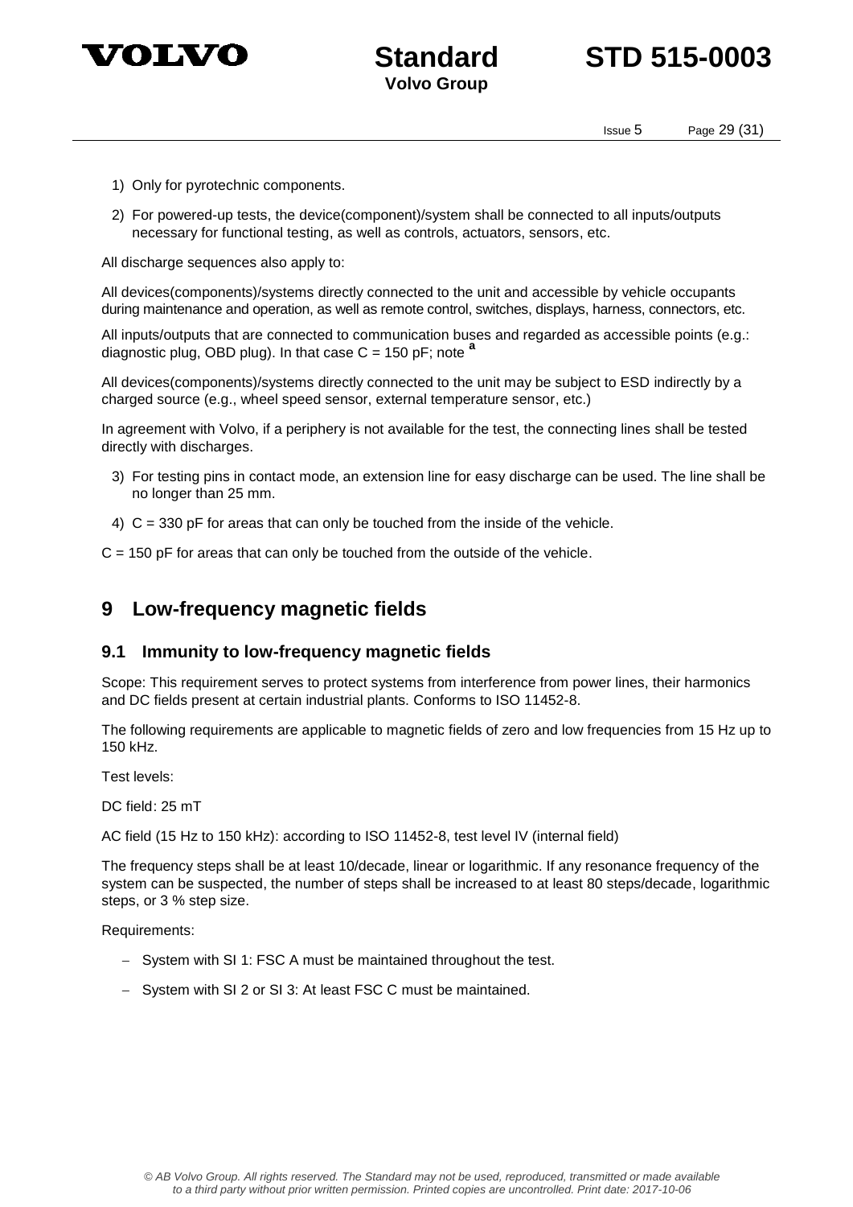1) Only for pyrotechnic components.

2) For powered-up tests, the device(component)/system shall be connected to all inputs/outputs necessary for functional testing, as well as controls, actuators, sensors, etc.

All discharge sequences also apply to:

All devices(components)/systems directly connected to the unit and accessible by vehicle occupants during maintenance and operation, as well as remote control, switches, displays, harness, connectors, etc.

All inputs/outputs that are connected to communication buses and regarded as accessible points (e.g.: diagnostic plug, OBD plug). In that case C = 150 pF; note [a]

All devices(components)/systems directly connected to the unit may be subject to ESD indirectly by a charged source (e.g., wheel speed sensor, external temperature sensor, etc.)

In agreement with Volvo, if a periphery is not available for the test, the connecting lines shall be tested directly with discharges.

3) For testing pins in contact mode, an extension line for easy discharge can be used. The line shall be no longer than 25 mm.

4) C = 330 pF for areas that can only be touched from the inside of the vehicle.

C = 150 pF for areas that can only be touched from the outside of the vehicle.

# 9 Low-frequency magnetic fields

## 9.1 Immunity to low-frequency magnetic fields

Scope: This requirement serves to protect systems from interference from power lines, their harmonics and DC fields present at certain industrial plants. Conforms to ISO 11452-8.

The following requirements are applicable to magnetic fields of zero and low frequencies from 15 Hz up to 150 kHz.

Test levels:

DC field: 25 mT

AC field (15 Hz to 150 kHz): according to ISO 11452-8, test level IV (internal field)

The frequency steps shall be at least 10/decade, linear or logarithmic. If any resonance frequency of the system can be suspected, the number of steps shall be increased to at least 80 steps/decade, logarithmic steps, or 3 % step size.

Requirements:

- System with SI 1: FSC A must be maintained throughout the test.
- System with SI 2 or SI 3: At least FSC C must be maintained.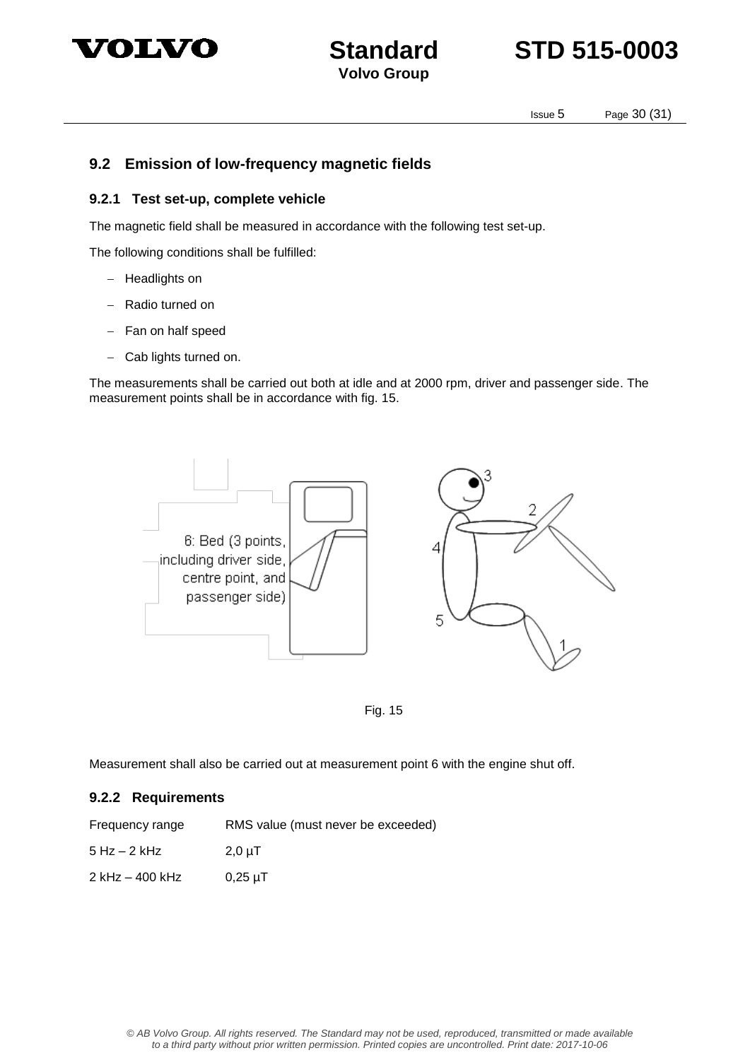## 9.2 Emission of low-frequency magnetic fields

### 9.2.1 Test set-up, complete vehicle

The magnetic field shall be measured in accordance with the following test set-up.

The following conditions shall be fulfilled:

- Headlights on
- Radio turned on
- Fan on half speed
- Cab lights turned on.

The measurements shall be carried out both at idle and at 2000 rpm, driver and passenger side. The measurement points shall be in accordance with fig. 15.

6: Bed (3 points, including driver side, centre point, and passenger side)

Fig. 15

Measurement shall also be carried out at measurement point 6 with the engine shut off.

### 9.2.2 Requirements

| Frequency range | RMS value (must never be exceeded) |
|---|---|
| 5 Hz – 2 kHz | 2,0 µT |
| 2 kHz – 400 kHz | 0,25 µT |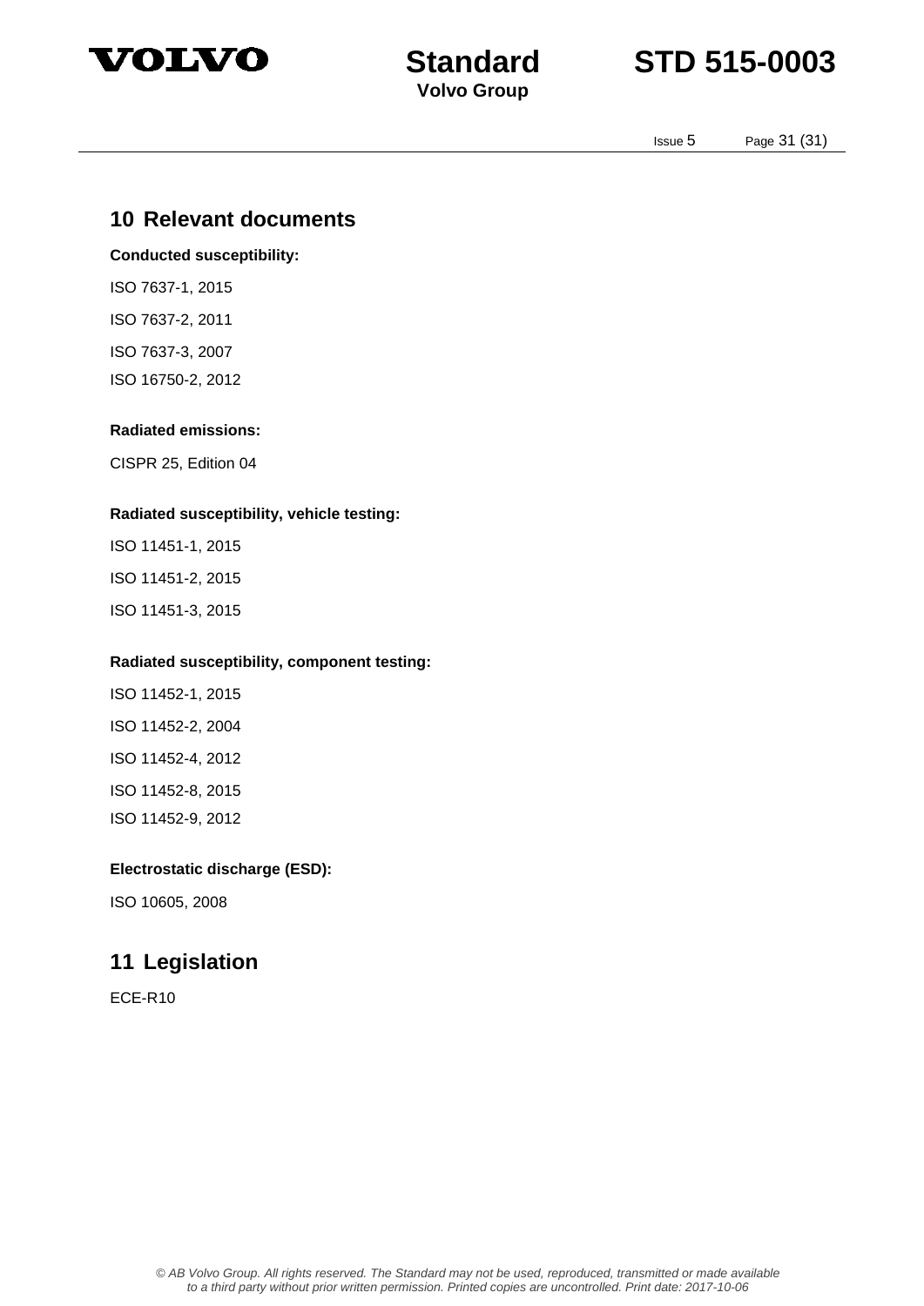## 10 Relevant documents

**Conducted susceptibility:**

ISO 7637-1, 2015

ISO 7637-2, 2011

ISO 7637-3, 2007

ISO 16750-2, 2012

**Radiated emissions:**

CISPR 25, Edition 04

**Radiated susceptibility, vehicle testing:**

ISO 11451-1, 2015

ISO 11451-2, 2015

ISO 11451-3, 2015

**Radiated susceptibility, component testing:**

ISO 11452-1, 2015

ISO 11452-2, 2004

ISO 11452-4, 2012

ISO 11452-8, 2015

ISO 11452-9, 2012

**Electrostatic discharge (ESD):**

ISO 10605, 2008

## 11 Legislation

ECE-R10